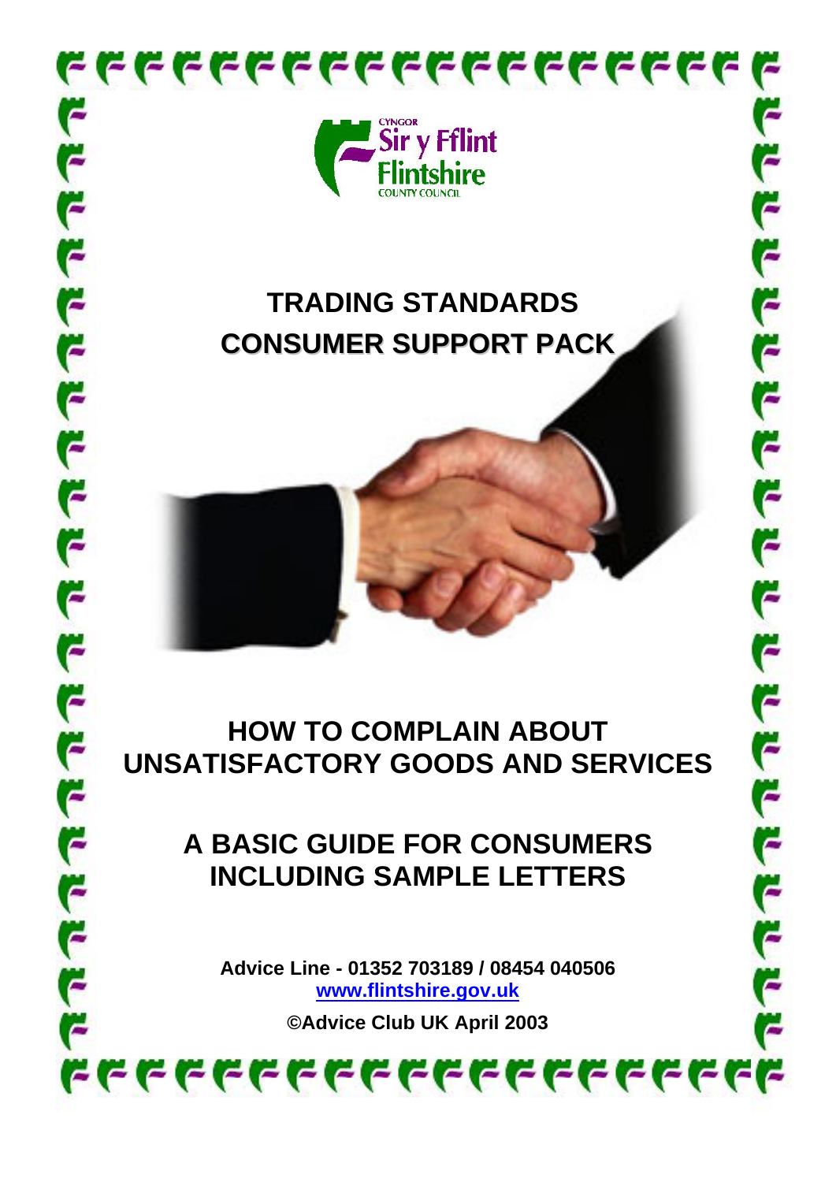CYNGOR
Sir y Fflint
Flintshire
COUNTY COUNCIL

# TRADING STANDARDS
# CONSUMER SUPPORT PACK

## HOW TO COMPLAIN ABOUT UNSATISFACTORY GOODS AND SERVICES

## A BASIC GUIDE FOR CONSUMERS INCLUDING SAMPLE LETTERS

**Advice Line - 01352 703189 / 08454 040506**

**www.flintshire.gov.uk**

**©Advice Club UK April 2003**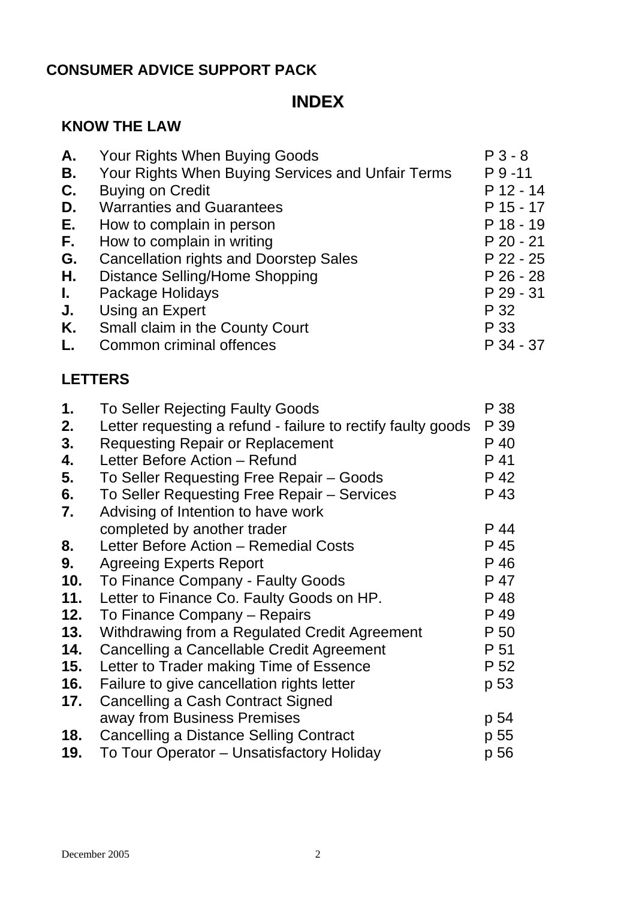**CONSUMER ADVICE SUPPORT PACK**

# INDEX

## KNOW THE LAW

| | | |
|---|---|---|
| **A.** | Your Rights When Buying Goods | P 3 - 8 |
| **B.** | Your Rights When Buying Services and Unfair Terms | P 9 -11 |
| **C.** | Buying on Credit | P 12 - 14 |
| **D.** | Warranties and Guarantees | P 15 - 17 |
| **E.** | How to complain in person | P 18 - 19 |
| **F.** | How to complain in writing | P 20 - 21 |
| **G.** | Cancellation rights and Doorstep Sales | P 22 - 25 |
| **H.** | Distance Selling/Home Shopping | P 26 - 28 |
| **I.** | Package Holidays | P 29 - 31 |
| **J.** | Using an Expert | P 32 |
| **K.** | Small claim in the County Court | P 33 |
| **L.** | Common criminal offences | P 34 - 37 |

## LETTERS

| | | |
|---|---|---|
| **1.** | To Seller Rejecting Faulty Goods | P 38 |
| **2.** | Letter requesting a refund - failure to rectify faulty goods | P 39 |
| **3.** | Requesting Repair or Replacement | P 40 |
| **4.** | Letter Before Action – Refund | P 41 |
| **5.** | To Seller Requesting Free Repair – Goods | P 42 |
| **6.** | To Seller Requesting Free Repair – Services | P 43 |
| **7.** | Advising of Intention to have work completed by another trader | P 44 |
| **8.** | Letter Before Action – Remedial Costs | P 45 |
| **9.** | Agreeing Experts Report | P 46 |
| **10.** | To Finance Company - Faulty Goods | P 47 |
| **11.** | Letter to Finance Co. Faulty Goods on HP. | P 48 |
| **12.** | To Finance Company – Repairs | P 49 |
| **13.** | Withdrawing from a Regulated Credit Agreement | P 50 |
| **14.** | Cancelling a Cancellable Credit Agreement | P 51 |
| **15.** | Letter to Trader making Time of Essence | P 52 |
| **16.** | Failure to give cancellation rights letter | p 53 |
| **17.** | Cancelling a Cash Contract Signed away from Business Premises | p 54 |
| **18.** | Cancelling a Distance Selling Contract | p 55 |
| **19.** | To Tour Operator – Unsatisfactory Holiday | p 56 |

December 2005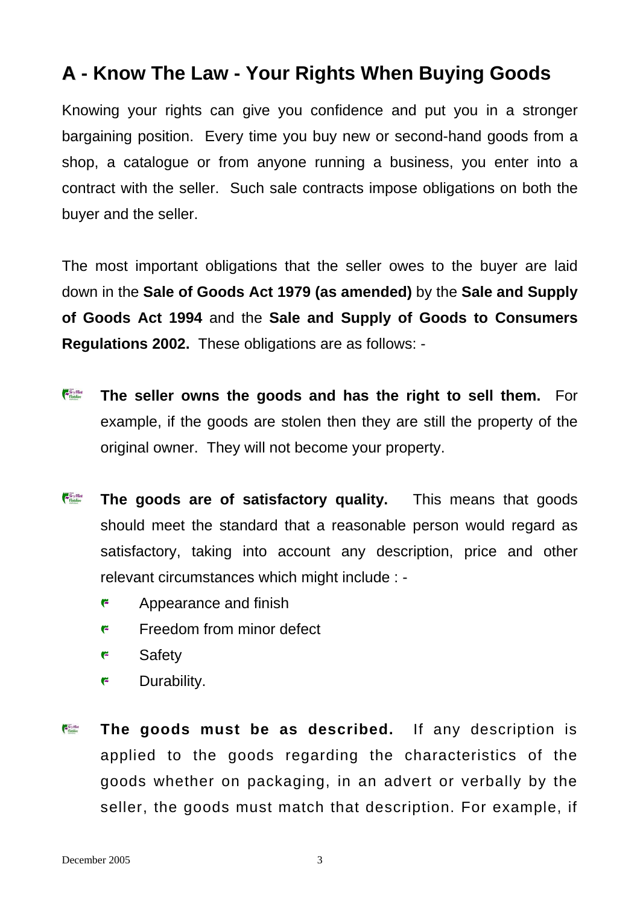## A - Know The Law - Your Rights When Buying Goods

Knowing your rights can give you confidence and put you in a stronger bargaining position. Every time you buy new or second-hand goods from a shop, a catalogue or from anyone running a business, you enter into a contract with the seller. Such sale contracts impose obligations on both the buyer and the seller.

The most important obligations that the seller owes to the buyer are laid down in the **Sale of Goods Act 1979 (as amended)** by the **Sale and Supply of Goods Act 1994** and the **Sale and Supply of Goods to Consumers Regulations 2002.** These obligations are as follows: -

- **The seller owns the goods and has the right to sell them.** For example, if the goods are stolen then they are still the property of the original owner. They will not become your property.

- **The goods are of satisfactory quality.** This means that goods should meet the standard that a reasonable person would regard as satisfactory, taking into account any description, price and other relevant circumstances which might include : -
  - Appearance and finish
  - Freedom from minor defect
  - Safety
  - Durability.

- **The goods must be as described.** If any description is applied to the goods regarding the characteristics of the goods whether on packaging, in an advert or verbally by the seller, the goods must match that description. For example, if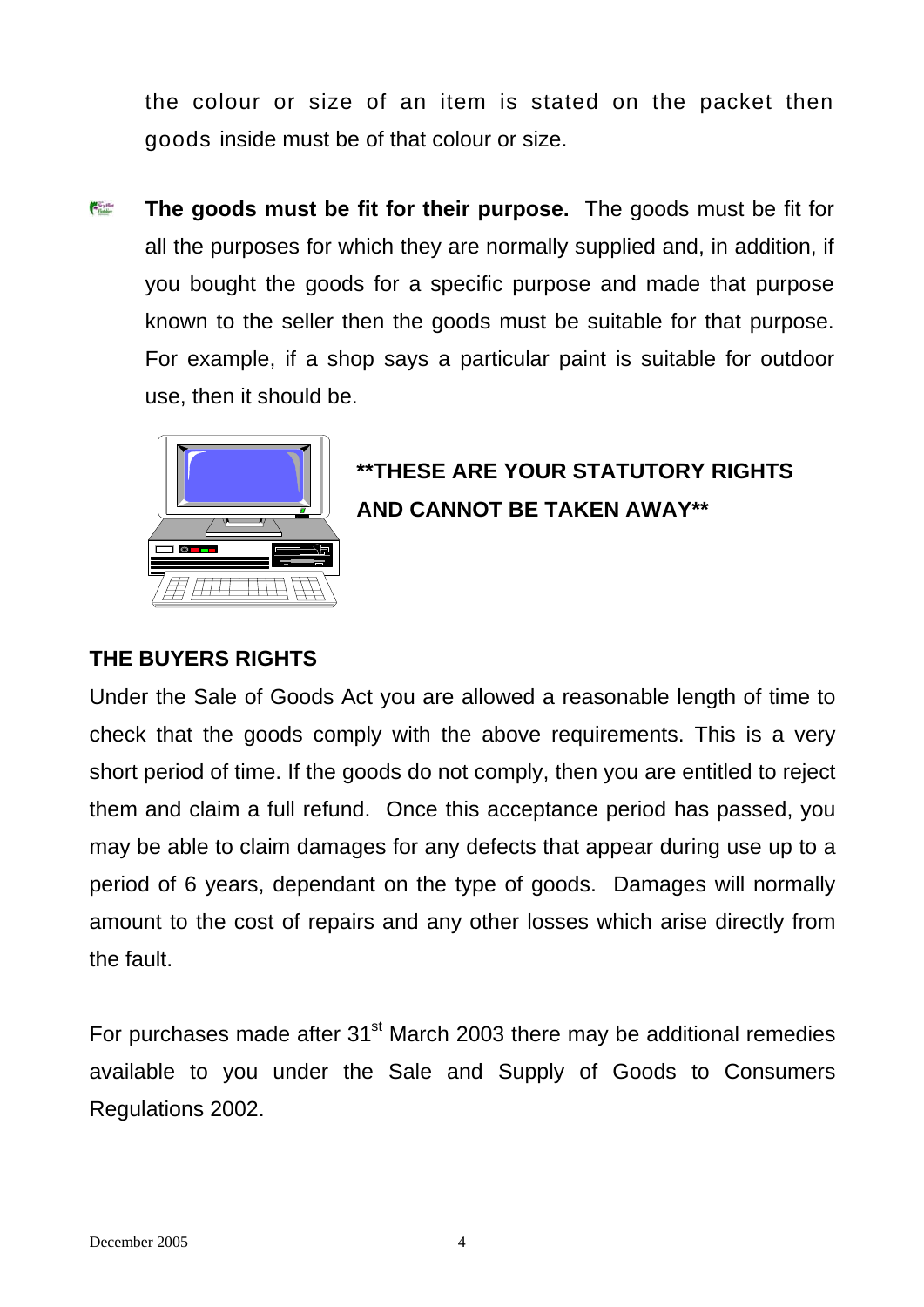the colour or size of an item is stated on the packet then goods inside must be of that colour or size.

- **The goods must be fit for their purpose.** The goods must be fit for all the purposes for which they are normally supplied and, in addition, if you bought the goods for a specific purpose and made that purpose known to the seller then the goods must be suitable for that purpose. For example, if a shop says a particular paint is suitable for outdoor use, then it should be.

**\*\*THESE ARE YOUR STATUTORY RIGHTS AND CANNOT BE TAKEN AWAY\*\***

## THE BUYERS RIGHTS

Under the Sale of Goods Act you are allowed a reasonable length of time to check that the goods comply with the above requirements. This is a very short period of time. If the goods do not comply, then you are entitled to reject them and claim a full refund. Once this acceptance period has passed, you may be able to claim damages for any defects that appear during use up to a period of 6 years, dependant on the type of goods. Damages will normally amount to the cost of repairs and any other losses which arise directly from the fault.

For purchases made after 31st March 2003 there may be additional remedies available to you under the Sale and Supply of Goods to Consumers Regulations 2002.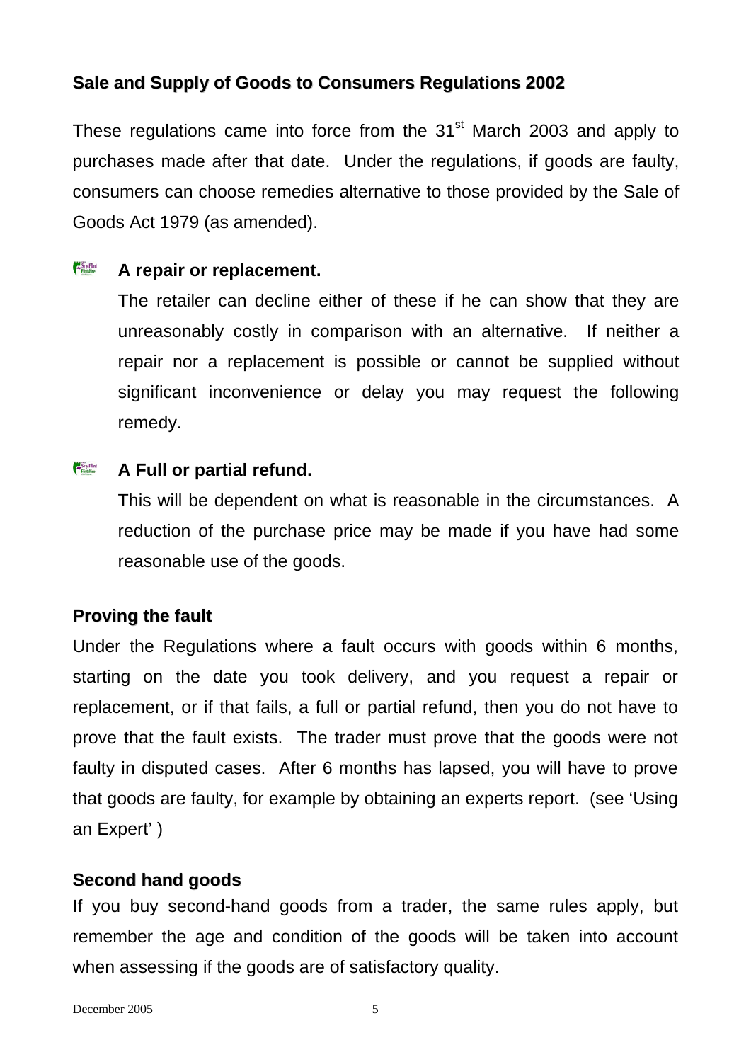## Sale and Supply of Goods to Consumers Regulations 2002

These regulations came into force from the 31st March 2003 and apply to purchases made after that date. Under the regulations, if goods are faulty, consumers can choose remedies alternative to those provided by the Sale of Goods Act 1979 (as amended).

- **A repair or replacement.**

  The retailer can decline either of these if he can show that they are unreasonably costly in comparison with an alternative. If neither a repair nor a replacement is possible or cannot be supplied without significant inconvenience or delay you may request the following remedy.

- **A Full or partial refund.**

  This will be dependent on what is reasonable in the circumstances. A reduction of the purchase price may be made if you have had some reasonable use of the goods.

## Proving the fault

Under the Regulations where a fault occurs with goods within 6 months, starting on the date you took delivery, and you request a repair or replacement, or if that fails, a full or partial refund, then you do not have to prove that the fault exists. The trader must prove that the goods were not faulty in disputed cases. After 6 months has lapsed, you will have to prove that goods are faulty, for example by obtaining an experts report. (see 'Using an Expert' )

## Second hand goods

If you buy second-hand goods from a trader, the same rules apply, but remember the age and condition of the goods will be taken into account when assessing if the goods are of satisfactory quality.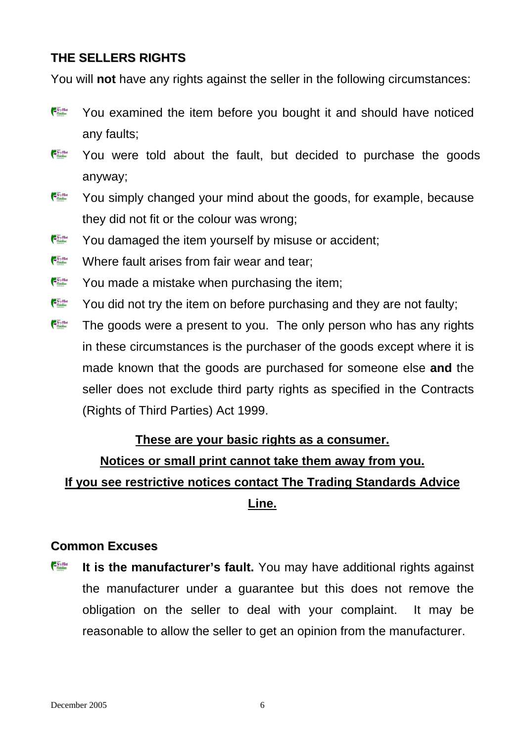## THE SELLERS RIGHTS

You will **not** have any rights against the seller in the following circumstances:

- You examined the item before you bought it and should have noticed any faults;
- You were told about the fault, but decided to purchase the goods anyway;
- You simply changed your mind about the goods, for example, because they did not fit or the colour was wrong;
- You damaged the item yourself by misuse or accident;
- Where fault arises from fair wear and tear;
- You made a mistake when purchasing the item;
- You did not try the item on before purchasing and they are not faulty;
- The goods were a present to you. The only person who has any rights in these circumstances is the purchaser of the goods except where it is made known that the goods are purchased for someone else **and** the seller does not exclude third party rights as specified in the Contracts (Rights of Third Parties) Act 1999.

**These are your basic rights as a consumer.**

**Notices or small print cannot take them away from you.**

**If you see restrictive notices contact The Trading Standards Advice Line.**

## Common Excuses

- **It is the manufacturer's fault.** You may have additional rights against the manufacturer under a guarantee but this does not remove the obligation on the seller to deal with your complaint. It may be reasonable to allow the seller to get an opinion from the manufacturer.

December 2005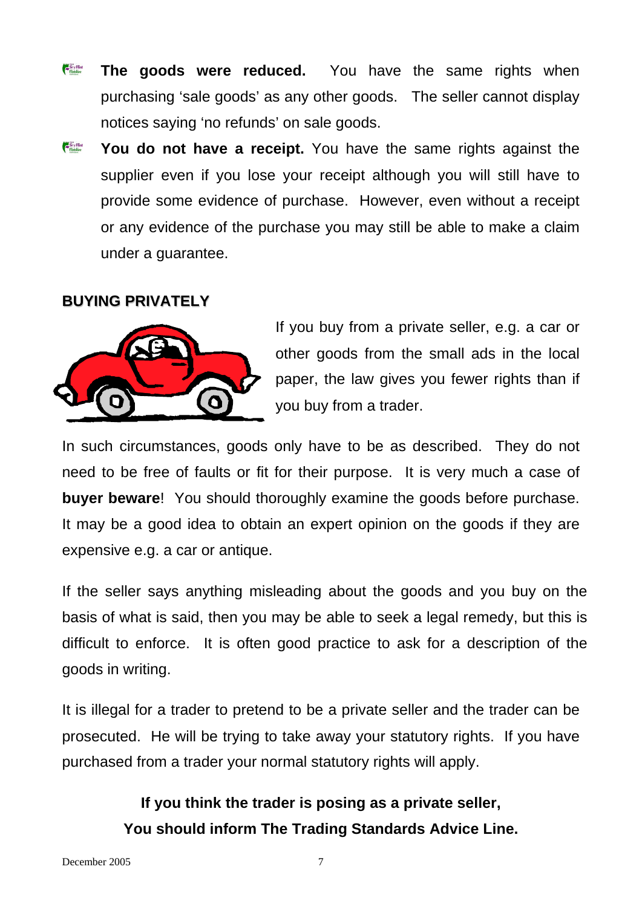- **The goods were reduced.** You have the same rights when purchasing 'sale goods' as any other goods. The seller cannot display notices saying 'no refunds' on sale goods.
- **You do not have a receipt.** You have the same rights against the supplier even if you lose your receipt although you will still have to provide some evidence of purchase. However, even without a receipt or any evidence of the purchase you may still be able to make a claim under a guarantee.

## BUYING PRIVATELY

If you buy from a private seller, e.g. a car or other goods from the small ads in the local paper, the law gives you fewer rights than if you buy from a trader.

In such circumstances, goods only have to be as described. They do not need to be free of faults or fit for their purpose. It is very much a case of **buyer beware**! You should thoroughly examine the goods before purchase. It may be a good idea to obtain an expert opinion on the goods if they are expensive e.g. a car or antique.

If the seller says anything misleading about the goods and you buy on the basis of what is said, then you may be able to seek a legal remedy, but this is difficult to enforce. It is often good practice to ask for a description of the goods in writing.

It is illegal for a trader to pretend to be a private seller and the trader can be prosecuted. He will be trying to take away your statutory rights. If you have purchased from a trader your normal statutory rights will apply.

**If you think the trader is posing as a private seller,**
**You should inform The Trading Standards Advice Line.**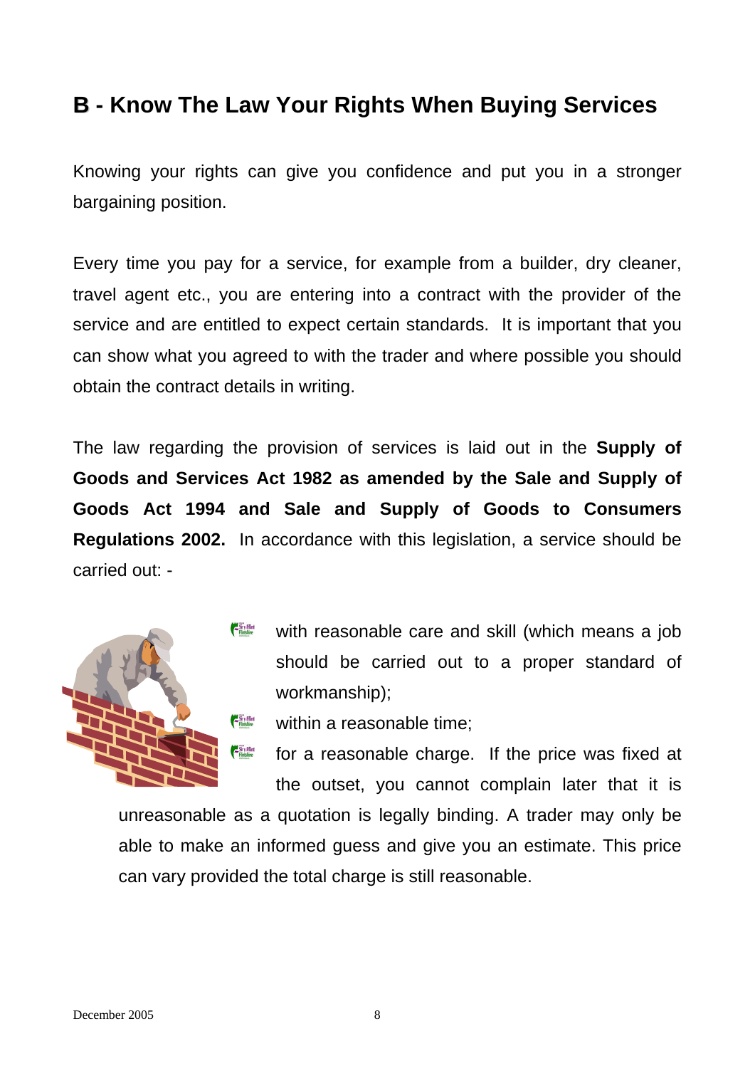## B - Know The Law Your Rights When Buying Services

Knowing your rights can give you confidence and put you in a stronger bargaining position.

Every time you pay for a service, for example from a builder, dry cleaner, travel agent etc., you are entering into a contract with the provider of the service and are entitled to expect certain standards. It is important that you can show what you agreed to with the trader and where possible you should obtain the contract details in writing.

The law regarding the provision of services is laid out in the **Supply of Goods and Services Act 1982 as amended by the Sale and Supply of Goods Act 1994 and Sale and Supply of Goods to Consumers Regulations 2002.** In accordance with this legislation, a service should be carried out: -

- with reasonable care and skill (which means a job should be carried out to a proper standard of workmanship);
- within a reasonable time;
- for a reasonable charge. If the price was fixed at the outset, you cannot complain later that it is unreasonable as a quotation is legally binding. A trader may only be able to make an informed guess and give you an estimate. This price can vary provided the total charge is still reasonable.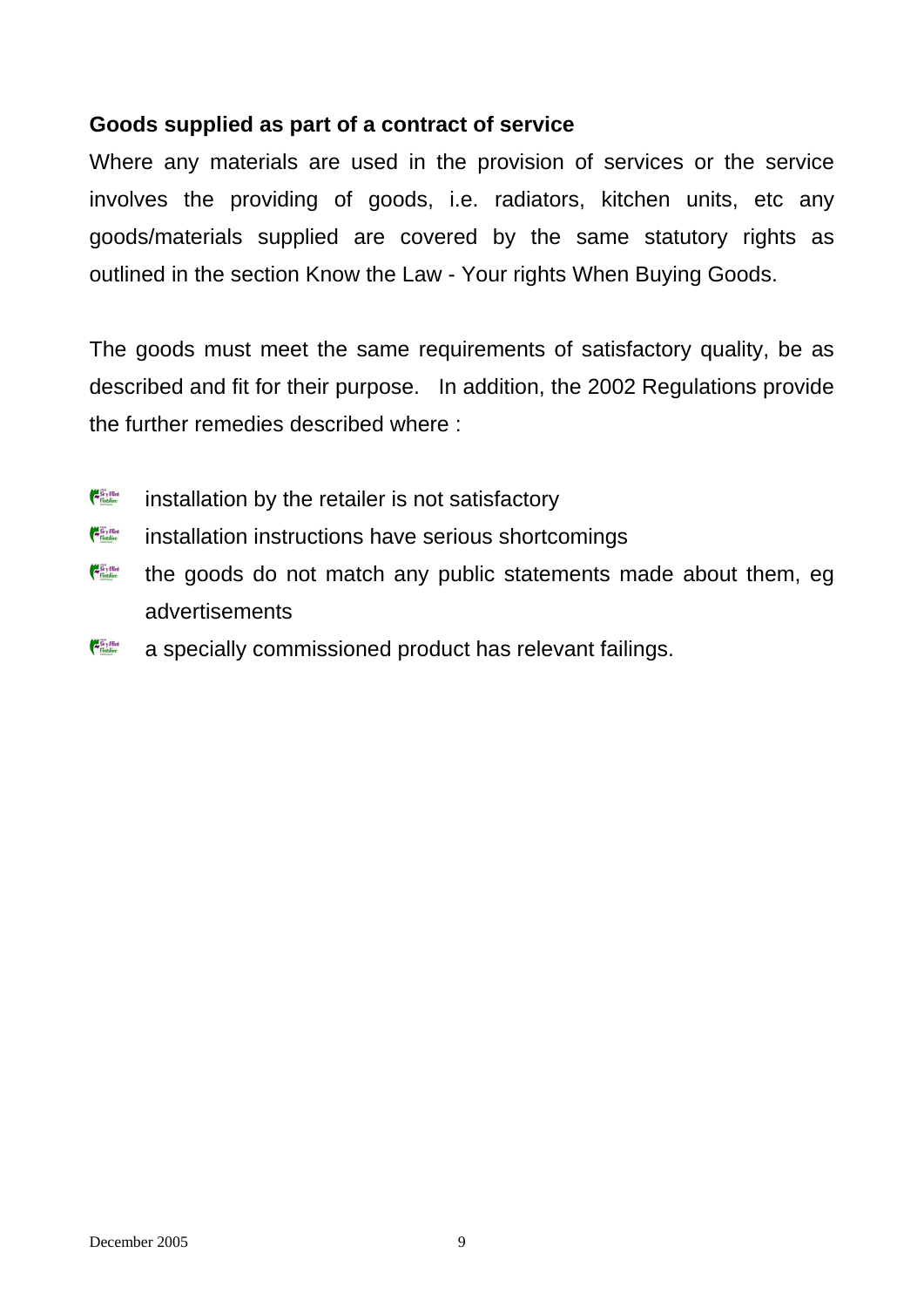**Goods supplied as part of a contract of service**

Where any materials are used in the provision of services or the service involves the providing of goods, i.e. radiators, kitchen units, etc any goods/materials supplied are covered by the same statutory rights as outlined in the section Know the Law - Your rights When Buying Goods.

The goods must meet the same requirements of satisfactory quality, be as described and fit for their purpose. In addition, the 2002 Regulations provide the further remedies described where :

- installation by the retailer is not satisfactory
- installation instructions have serious shortcomings
- the goods do not match any public statements made about them, eg advertisements
- a specially commissioned product has relevant failings.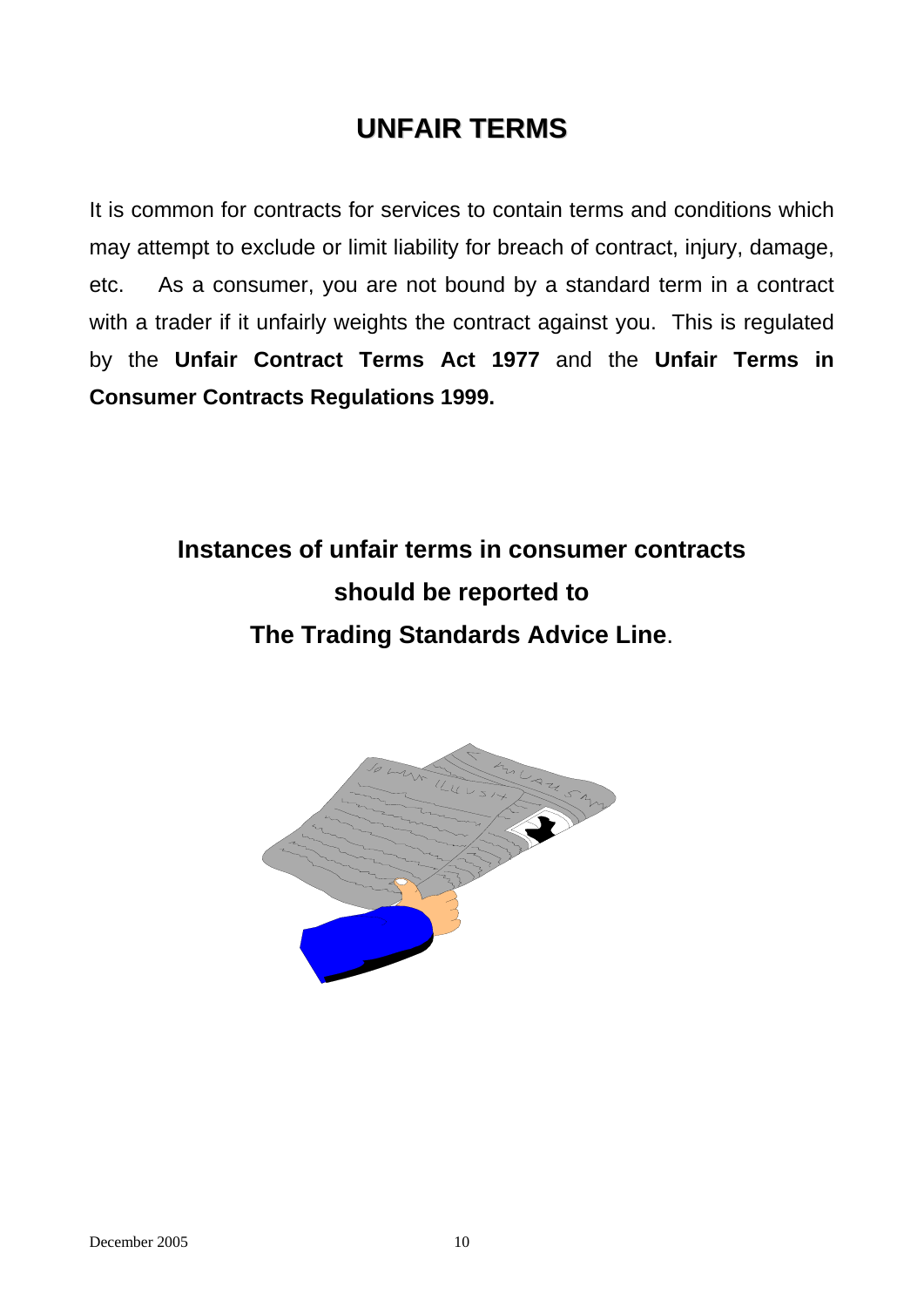# UNFAIR TERMS

It is common for contracts for services to contain terms and conditions which may attempt to exclude or limit liability for breach of contract, injury, damage, etc. As a consumer, you are not bound by a standard term in a contract with a trader if it unfairly weights the contract against you. This is regulated by the **Unfair Contract Terms Act 1977** and the **Unfair Terms in Consumer Contracts Regulations 1999.**

**Instances of unfair terms in consumer contracts should be reported to The Trading Standards Advice Line**.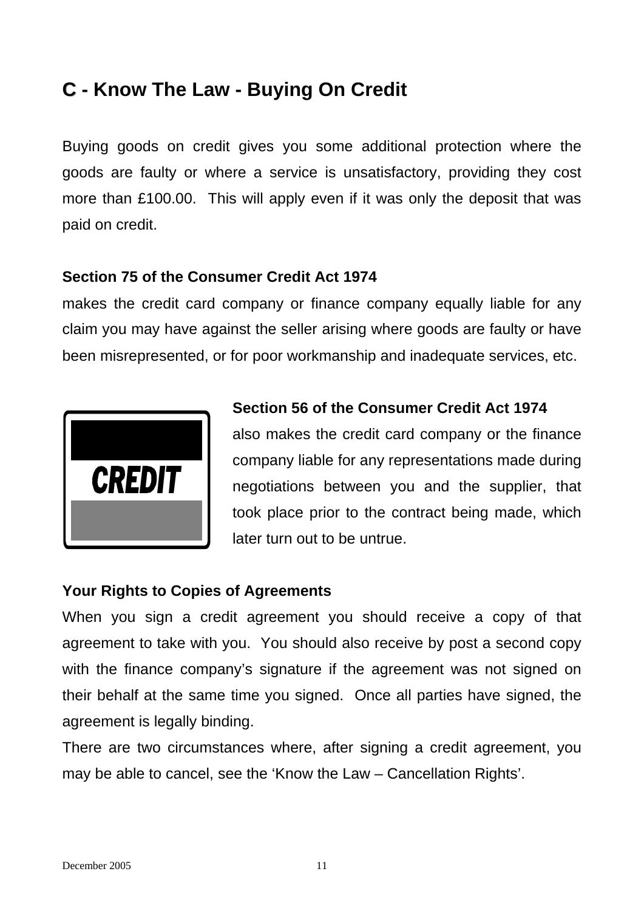## C - Know The Law - Buying On Credit

Buying goods on credit gives you some additional protection where the goods are faulty or where a service is unsatisfactory, providing they cost more than £100.00. This will apply even if it was only the deposit that was paid on credit.

**Section 75 of the Consumer Credit Act 1974**

makes the credit card company or finance company equally liable for any claim you may have against the seller arising where goods are faulty or have been misrepresented, or for poor workmanship and inadequate services, etc.

**Section 56 of the Consumer Credit Act 1974**

also makes the credit card company or the finance company liable for any representations made during negotiations between you and the supplier, that took place prior to the contract being made, which later turn out to be untrue.

**Your Rights to Copies of Agreements**

When you sign a credit agreement you should receive a copy of that agreement to take with you. You should also receive by post a second copy with the finance company's signature if the agreement was not signed on their behalf at the same time you signed. Once all parties have signed, the agreement is legally binding.

There are two circumstances where, after signing a credit agreement, you may be able to cancel, see the 'Know the Law – Cancellation Rights'.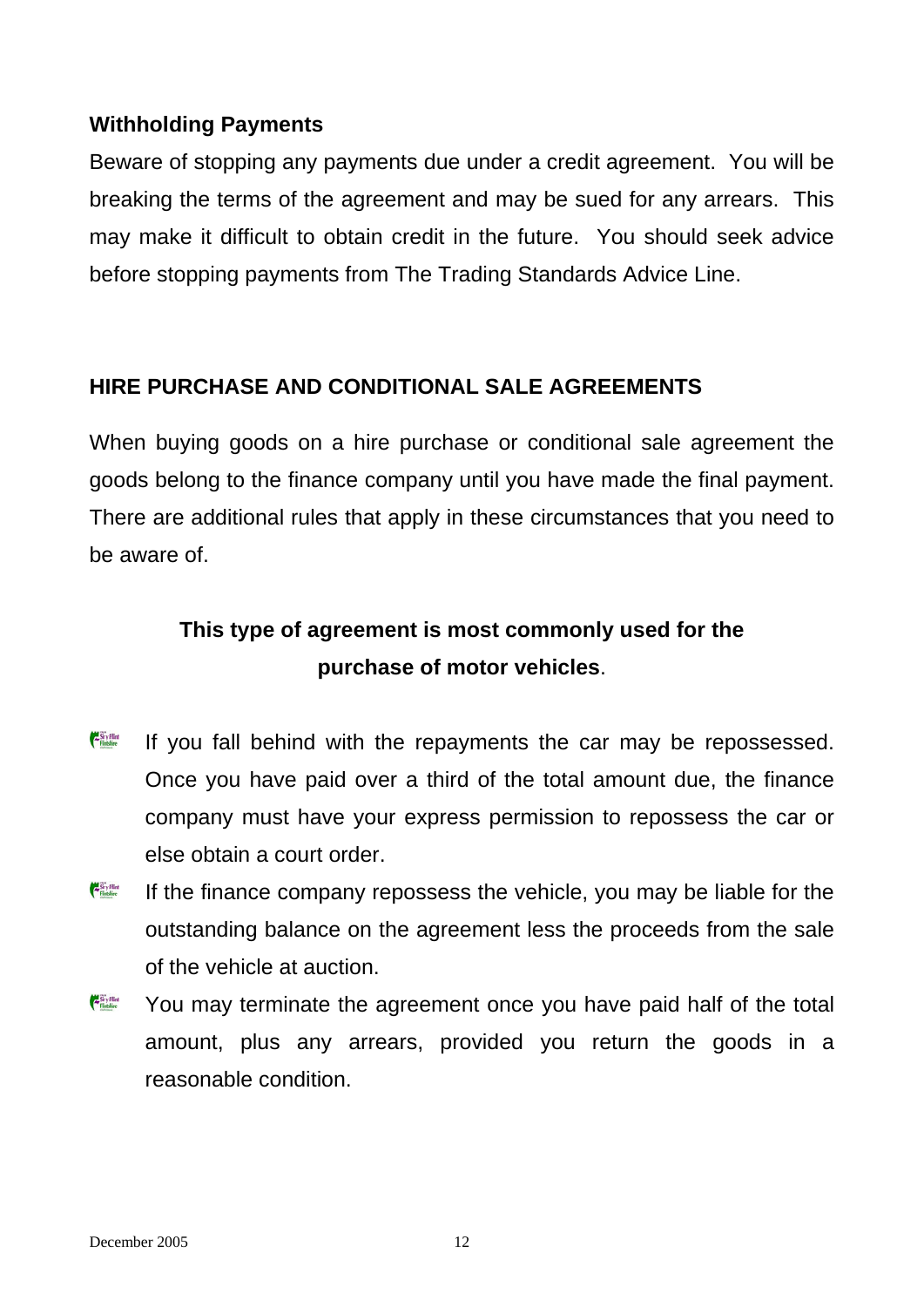### Withholding Payments

Beware of stopping any payments due under a credit agreement. You will be breaking the terms of the agreement and may be sued for any arrears. This may make it difficult to obtain credit in the future. You should seek advice before stopping payments from The Trading Standards Advice Line.

## HIRE PURCHASE AND CONDITIONAL SALE AGREEMENTS

When buying goods on a hire purchase or conditional sale agreement the goods belong to the finance company until you have made the final payment. There are additional rules that apply in these circumstances that you need to be aware of.

**This type of agreement is most commonly used for the purchase of motor vehicles**.

- If you fall behind with the repayments the car may be repossessed. Once you have paid over a third of the total amount due, the finance company must have your express permission to repossess the car or else obtain a court order.
- If the finance company repossess the vehicle, you may be liable for the outstanding balance on the agreement less the proceeds from the sale of the vehicle at auction.
- You may terminate the agreement once you have paid half of the total amount, plus any arrears, provided you return the goods in a reasonable condition.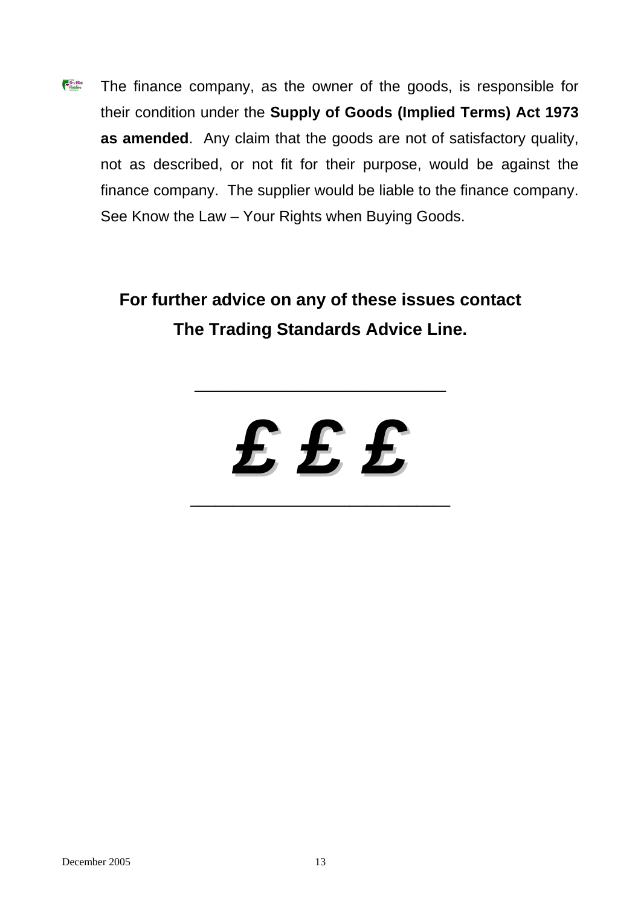- The finance company, as the owner of the goods, is responsible for their condition under the **Supply of Goods (Implied Terms) Act 1973 as amended**. Any claim that the goods are not of satisfactory quality, not as described, or not fit for their purpose, would be against the finance company. The supplier would be liable to the finance company. See Know the Law – Your Rights when Buying Goods.

**For further advice on any of these issues contact The Trading Standards Advice Line.**

---

***£ £ £***

---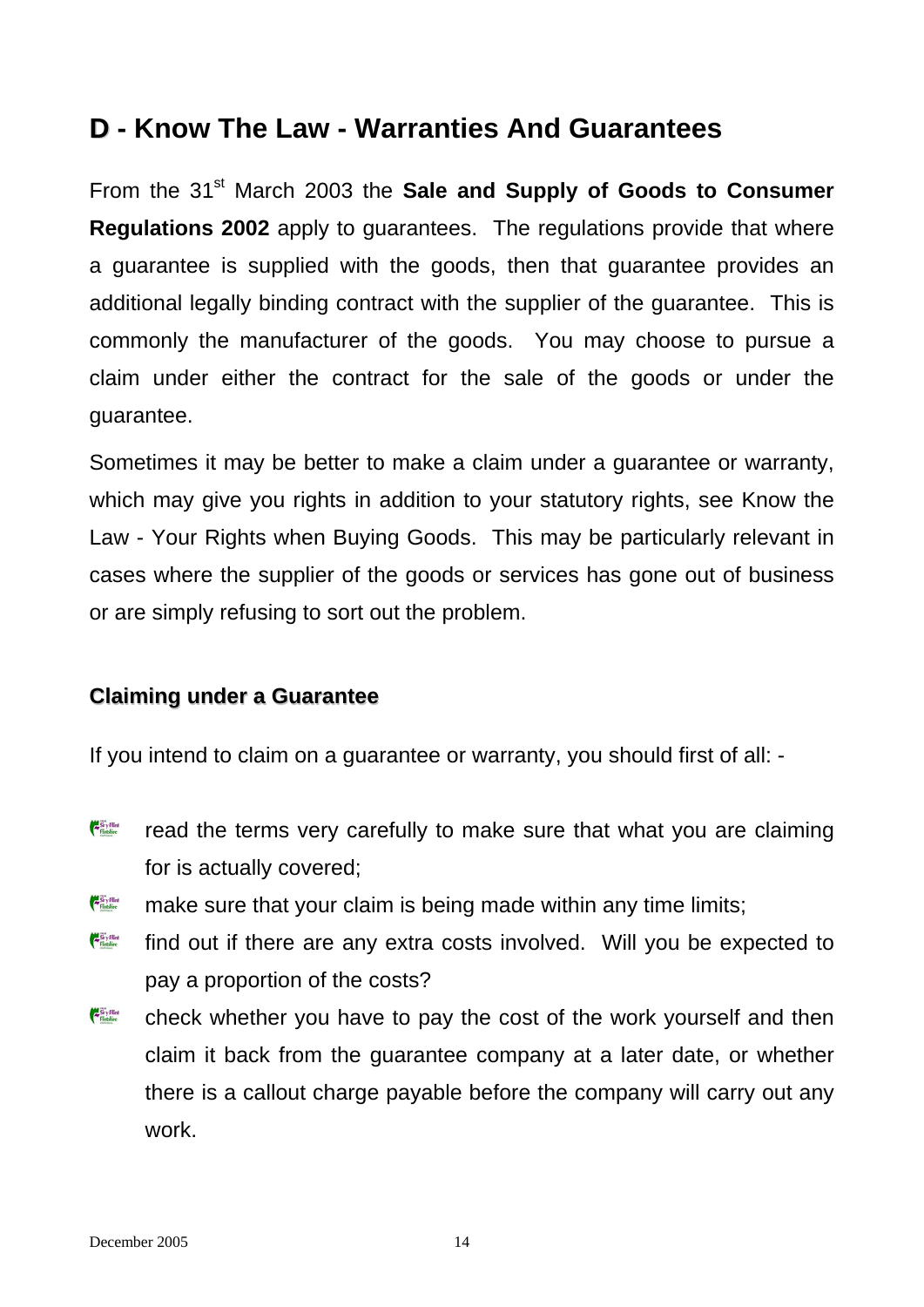## D - Know The Law - Warranties And Guarantees

From the 31st March 2003 the **Sale and Supply of Goods to Consumer Regulations 2002** apply to guarantees. The regulations provide that where a guarantee is supplied with the goods, then that guarantee provides an additional legally binding contract with the supplier of the guarantee. This is commonly the manufacturer of the goods. You may choose to pursue a claim under either the contract for the sale of the goods or under the guarantee.

Sometimes it may be better to make a claim under a guarantee or warranty, which may give you rights in addition to your statutory rights, see Know the Law - Your Rights when Buying Goods. This may be particularly relevant in cases where the supplier of the goods or services has gone out of business or are simply refusing to sort out the problem.

### Claiming under a Guarantee

If you intend to claim on a guarantee or warranty, you should first of all: -

- read the terms very carefully to make sure that what you are claiming for is actually covered;
- make sure that your claim is being made within any time limits;
- find out if there are any extra costs involved. Will you be expected to pay a proportion of the costs?
- check whether you have to pay the cost of the work yourself and then claim it back from the guarantee company at a later date, or whether there is a callout charge payable before the company will carry out any work.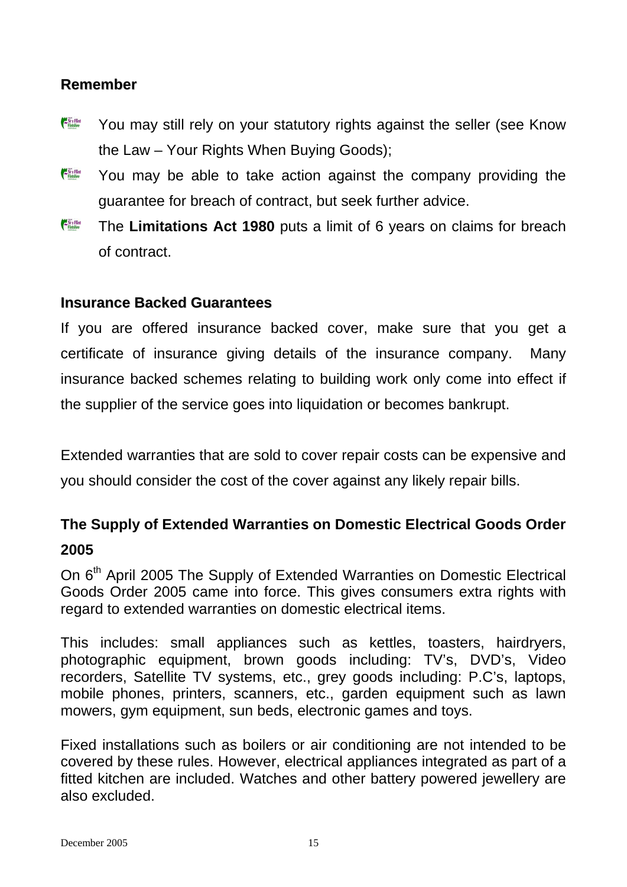## Remember

- You may still rely on your statutory rights against the seller (see Know the Law – Your Rights When Buying Goods);
- You may be able to take action against the company providing the guarantee for breach of contract, but seek further advice.
- The **Limitations Act 1980** puts a limit of 6 years on claims for breach of contract.

## Insurance Backed Guarantees

If you are offered insurance backed cover, make sure that you get a certificate of insurance giving details of the insurance company. Many insurance backed schemes relating to building work only come into effect if the supplier of the service goes into liquidation or becomes bankrupt.

Extended warranties that are sold to cover repair costs can be expensive and you should consider the cost of the cover against any likely repair bills.

### The Supply of Extended Warranties on Domestic Electrical Goods Order 2005

On 6th April 2005 The Supply of Extended Warranties on Domestic Electrical Goods Order 2005 came into force. This gives consumers extra rights with regard to extended warranties on domestic electrical items.

This includes: small appliances such as kettles, toasters, hairdryers, photographic equipment, brown goods including: TV's, DVD's, Video recorders, Satellite TV systems, etc., grey goods including: P.C's, laptops, mobile phones, printers, scanners, etc., garden equipment such as lawn mowers, gym equipment, sun beds, electronic games and toys.

Fixed installations such as boilers or air conditioning are not intended to be covered by these rules. However, electrical appliances integrated as part of a fitted kitchen are included. Watches and other battery powered jewellery are also excluded.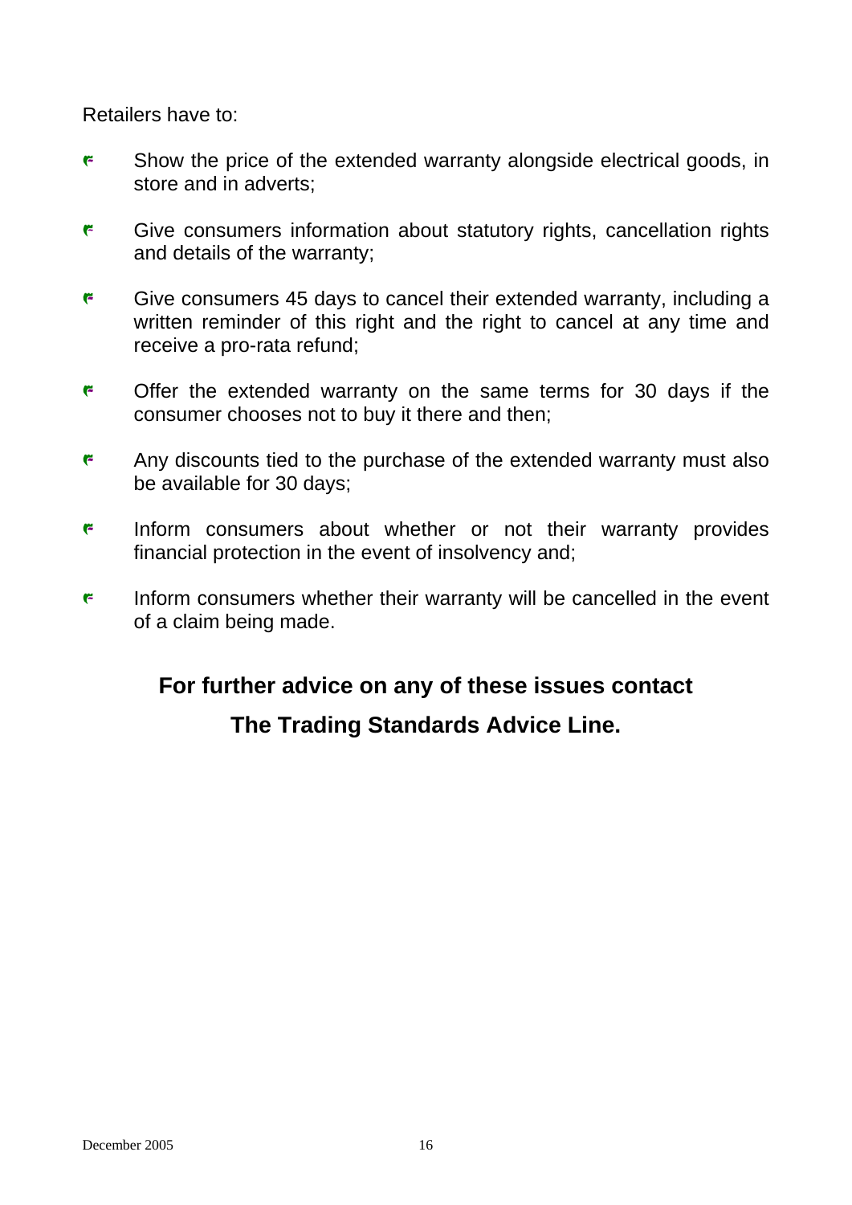Retailers have to:

- Show the price of the extended warranty alongside electrical goods, in store and in adverts;
- Give consumers information about statutory rights, cancellation rights and details of the warranty;
- Give consumers 45 days to cancel their extended warranty, including a written reminder of this right and the right to cancel at any time and receive a pro-rata refund;
- Offer the extended warranty on the same terms for 30 days if the consumer chooses not to buy it there and then;
- Any discounts tied to the purchase of the extended warranty must also be available for 30 days;
- Inform consumers about whether or not their warranty provides financial protection in the event of insolvency and;
- Inform consumers whether their warranty will be cancelled in the event of a claim being made.

**For further advice on any of these issues contact**

**The Trading Standards Advice Line.**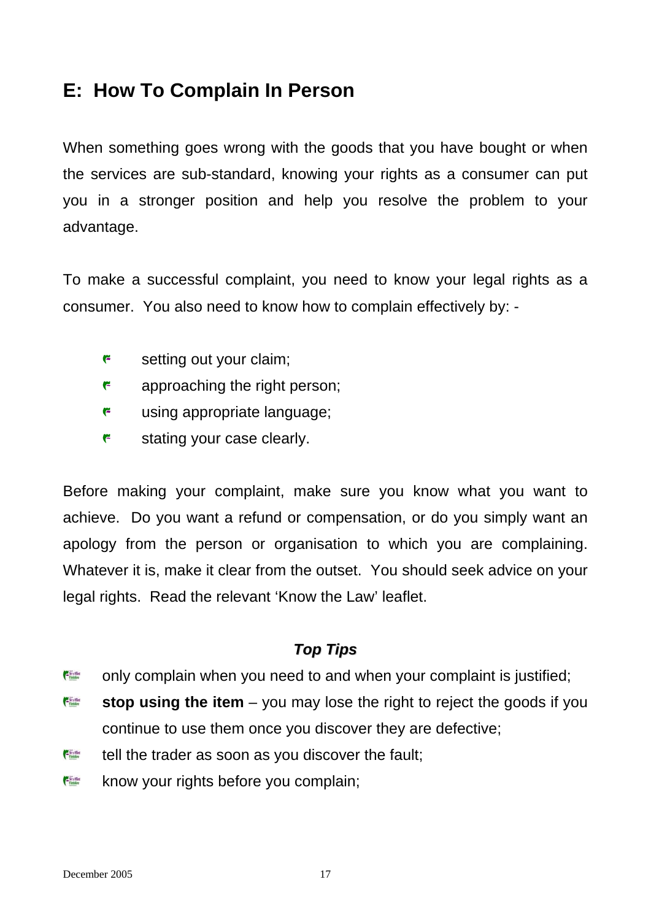## E: How To Complain In Person

When something goes wrong with the goods that you have bought or when the services are sub-standard, knowing your rights as a consumer can put you in a stronger position and help you resolve the problem to your advantage.

To make a successful complaint, you need to know your legal rights as a consumer. You also need to know how to complain effectively by: -

- setting out your claim;
- approaching the right person;
- using appropriate language;
- stating your case clearly.

Before making your complaint, make sure you know what you want to achieve. Do you want a refund or compensation, or do you simply want an apology from the person or organisation to which you are complaining. Whatever it is, make it clear from the outset. You should seek advice on your legal rights. Read the relevant 'Know the Law' leaflet.

***Top Tips***

- only complain when you need to and when your complaint is justified;
- **stop using the item** – you may lose the right to reject the goods if you continue to use them once you discover they are defective;
- tell the trader as soon as you discover the fault;
- know your rights before you complain;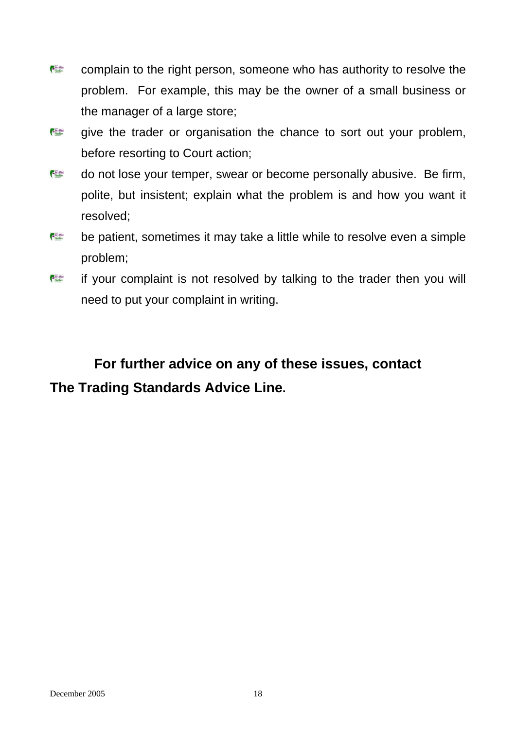- complain to the right person, someone who has authority to resolve the problem. For example, this may be the owner of a small business or the manager of a large store;
- give the trader or organisation the chance to sort out your problem, before resorting to Court action;
- do not lose your temper, swear or become personally abusive. Be firm, polite, but insistent; explain what the problem is and how you want it resolved;
- be patient, sometimes it may take a little while to resolve even a simple problem;
- if your complaint is not resolved by talking to the trader then you will need to put your complaint in writing.

**For further advice on any of these issues, contact The Trading Standards Advice Line.**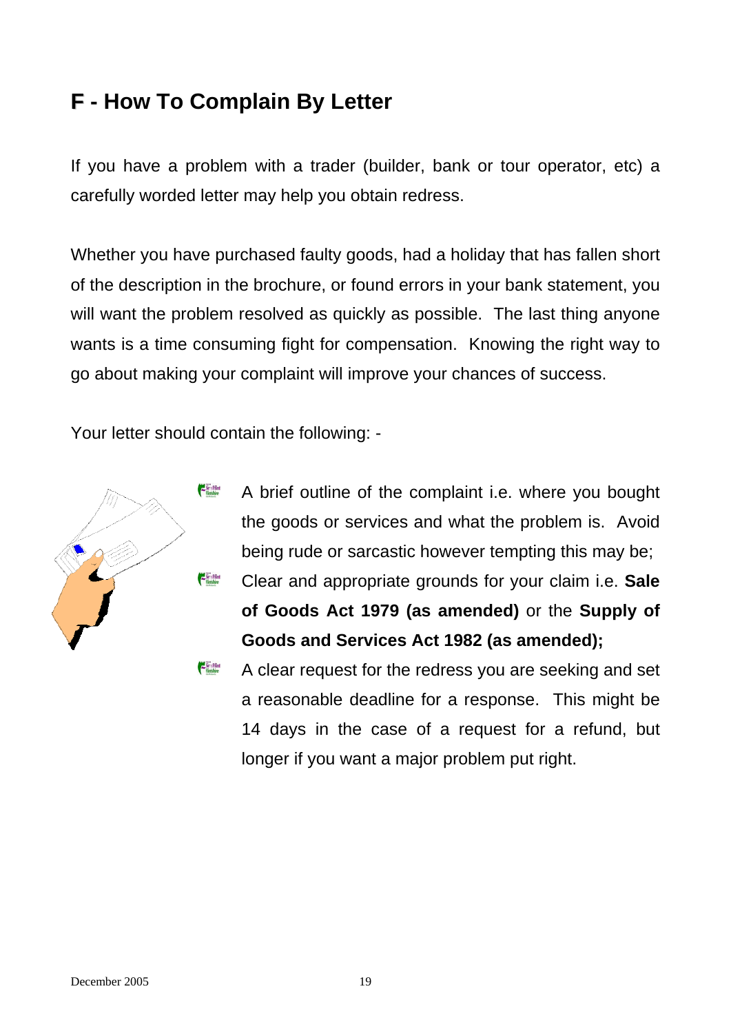## F - How To Complain By Letter

If you have a problem with a trader (builder, bank or tour operator, etc) a carefully worded letter may help you obtain redress.

Whether you have purchased faulty goods, had a holiday that has fallen short of the description in the brochure, or found errors in your bank statement, you will want the problem resolved as quickly as possible. The last thing anyone wants is a time consuming fight for compensation. Knowing the right way to go about making your complaint will improve your chances of success.

Your letter should contain the following: -

- A brief outline of the complaint i.e. where you bought the goods or services and what the problem is. Avoid being rude or sarcastic however tempting this may be;
- Clear and appropriate grounds for your claim i.e. **Sale of Goods Act 1979 (as amended)** or the **Supply of Goods and Services Act 1982 (as amended);**
- A clear request for the redress you are seeking and set a reasonable deadline for a response. This might be 14 days in the case of a request for a refund, but longer if you want a major problem put right.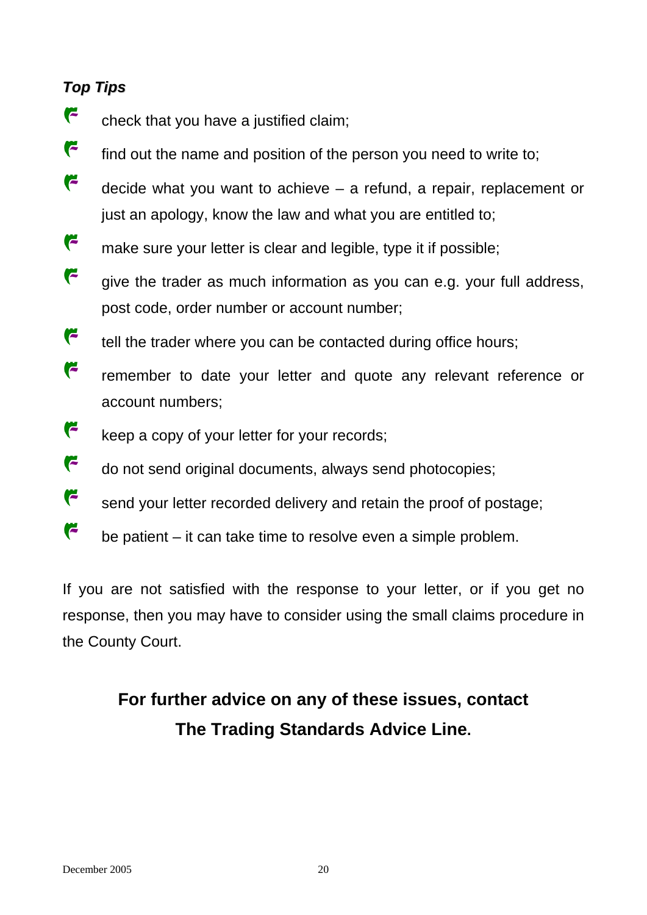***Top Tips***

- check that you have a justified claim;
- find out the name and position of the person you need to write to;
- decide what you want to achieve – a refund, a repair, replacement or just an apology, know the law and what you are entitled to;
- make sure your letter is clear and legible, type it if possible;
- give the trader as much information as you can e.g. your full address, post code, order number or account number;
- tell the trader where you can be contacted during office hours;
- remember to date your letter and quote any relevant reference or account numbers;
- keep a copy of your letter for your records;
- do not send original documents, always send photocopies;
- send your letter recorded delivery and retain the proof of postage;
- be patient – it can take time to resolve even a simple problem.

If you are not satisfied with the response to your letter, or if you get no response, then you may have to consider using the small claims procedure in the County Court.

**For further advice on any of these issues, contact The Trading Standards Advice Line.**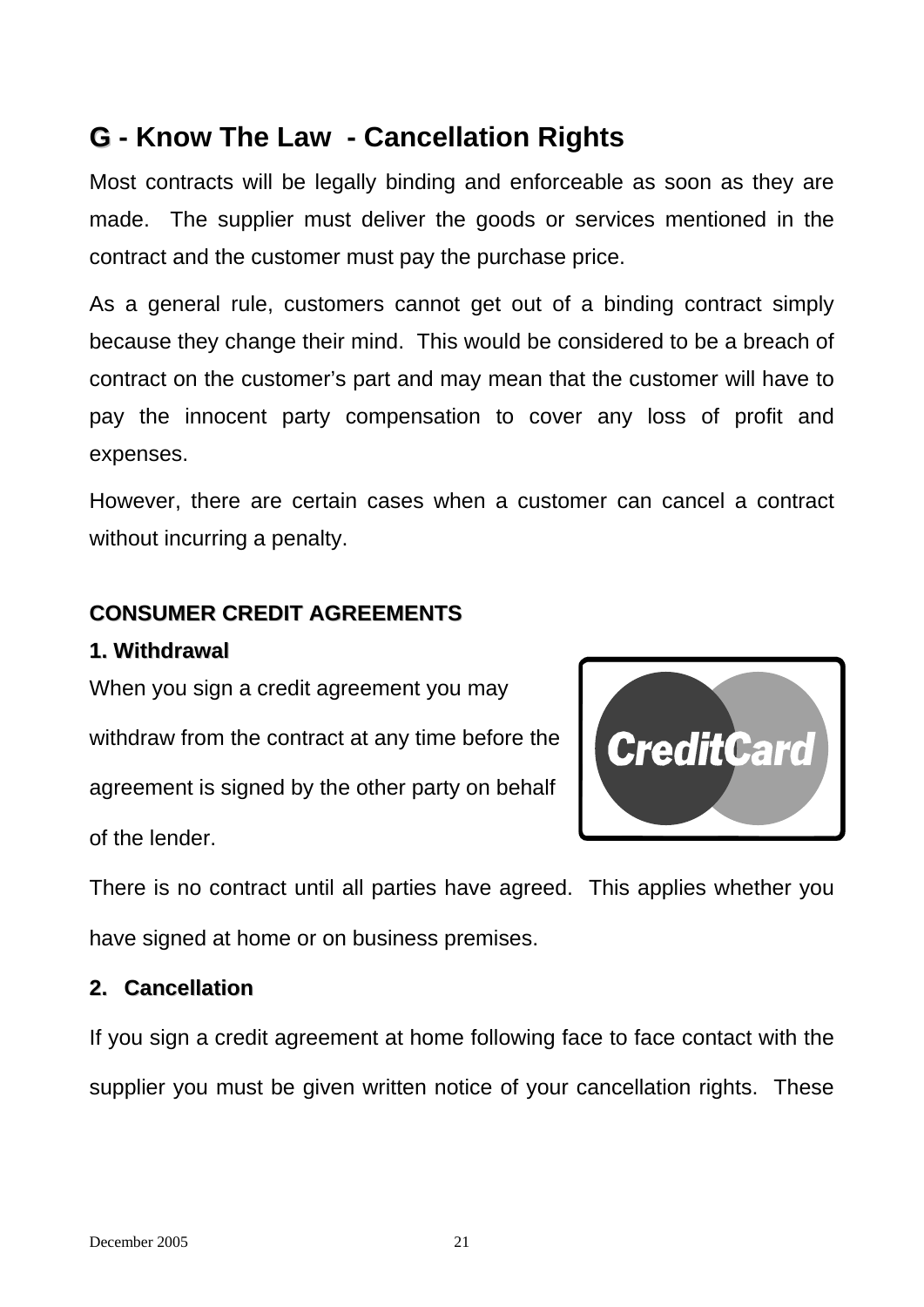## G - Know The Law - Cancellation Rights

Most contracts will be legally binding and enforceable as soon as they are made. The supplier must deliver the goods or services mentioned in the contract and the customer must pay the purchase price.

As a general rule, customers cannot get out of a binding contract simply because they change their mind. This would be considered to be a breach of contract on the customer's part and may mean that the customer will have to pay the innocent party compensation to cover any loss of profit and expenses.

However, there are certain cases when a customer can cancel a contract without incurring a penalty.

### CONSUMER CREDIT AGREEMENTS

#### 1. Withdrawal

When you sign a credit agreement you may withdraw from the contract at any time before the agreement is signed by the other party on behalf of the lender.

There is no contract until all parties have agreed. This applies whether you have signed at home or on business premises.

#### 2. Cancellation

If you sign a credit agreement at home following face to face contact with the supplier you must be given written notice of your cancellation rights. These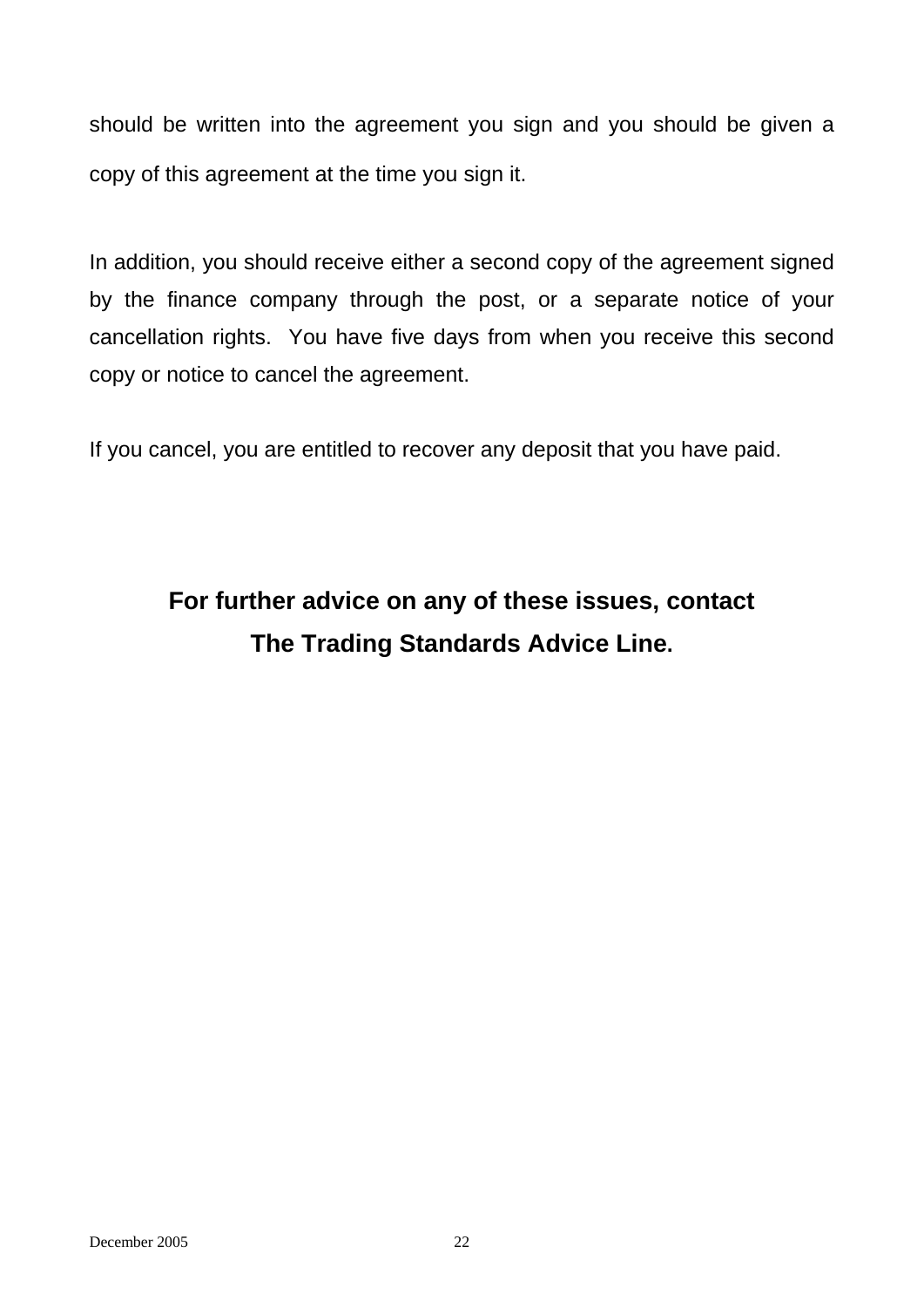should be written into the agreement you sign and you should be given a copy of this agreement at the time you sign it.

In addition, you should receive either a second copy of the agreement signed by the finance company through the post, or a separate notice of your cancellation rights. You have five days from when you receive this second copy or notice to cancel the agreement.

If you cancel, you are entitled to recover any deposit that you have paid.

**For further advice on any of these issues, contact The Trading Standards Advice Line.**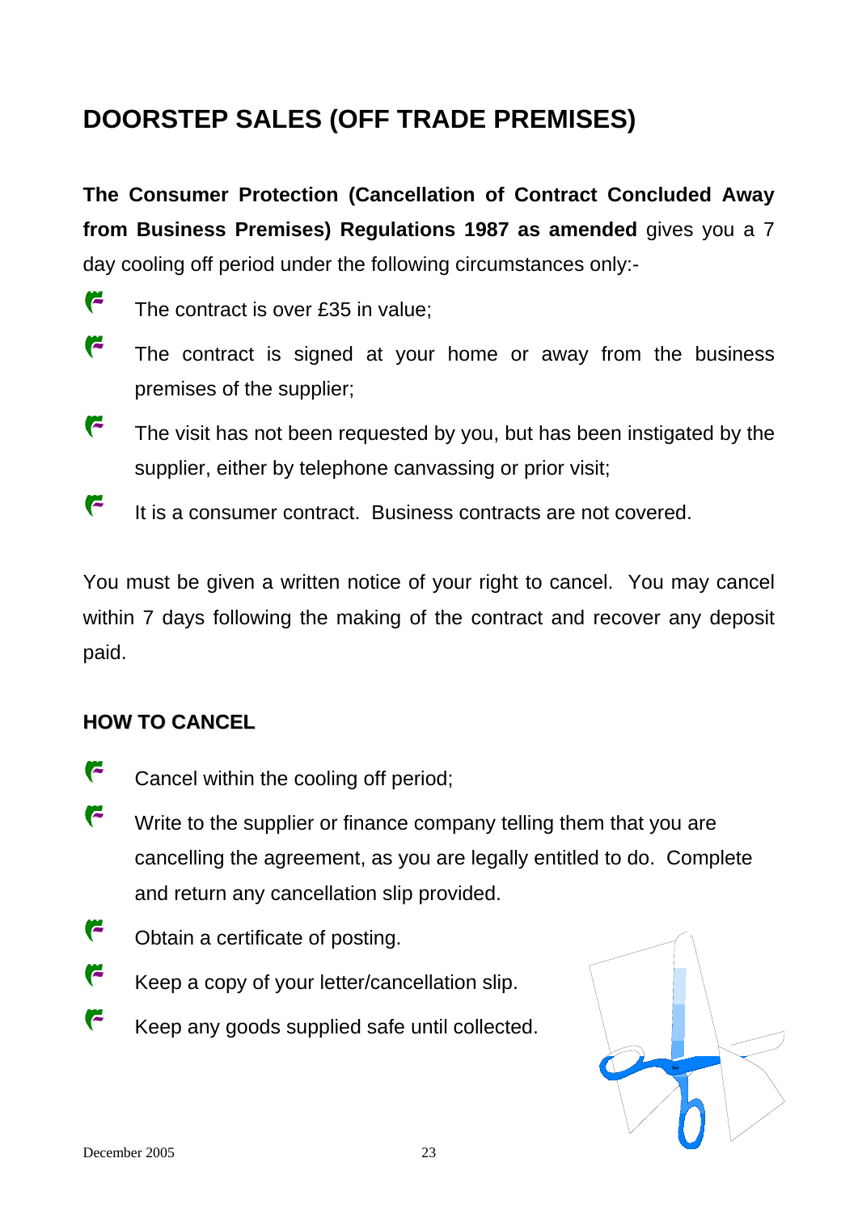# DOORSTEP SALES (OFF TRADE PREMISES)

**The Consumer Protection (Cancellation of Contract Concluded Away from Business Premises) Regulations 1987 as amended** gives you a 7 day cooling off period under the following circumstances only:-

- The contract is over £35 in value;
- The contract is signed at your home or away from the business premises of the supplier;
- The visit has not been requested by you, but has been instigated by the supplier, either by telephone canvassing or prior visit;
- It is a consumer contract. Business contracts are not covered.

You must be given a written notice of your right to cancel. You may cancel within 7 days following the making of the contract and recover any deposit paid.

## HOW TO CANCEL

- Cancel within the cooling off period;
- Write to the supplier or finance company telling them that you are cancelling the agreement, as you are legally entitled to do. Complete and return any cancellation slip provided.
- Obtain a certificate of posting.
- Keep a copy of your letter/cancellation slip.
- Keep any goods supplied safe until collected.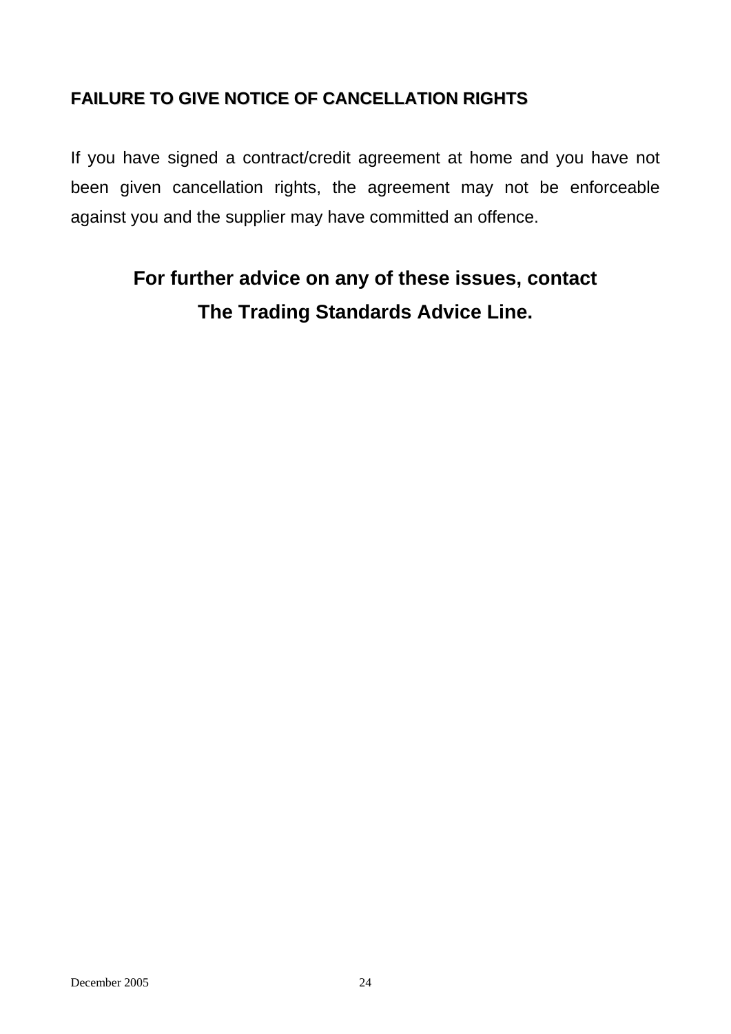## FAILURE TO GIVE NOTICE OF CANCELLATION RIGHTS

If you have signed a contract/credit agreement at home and you have not been given cancellation rights, the agreement may not be enforceable against you and the supplier may have committed an offence.

**For further advice on any of these issues, contact The Trading Standards Advice Line.**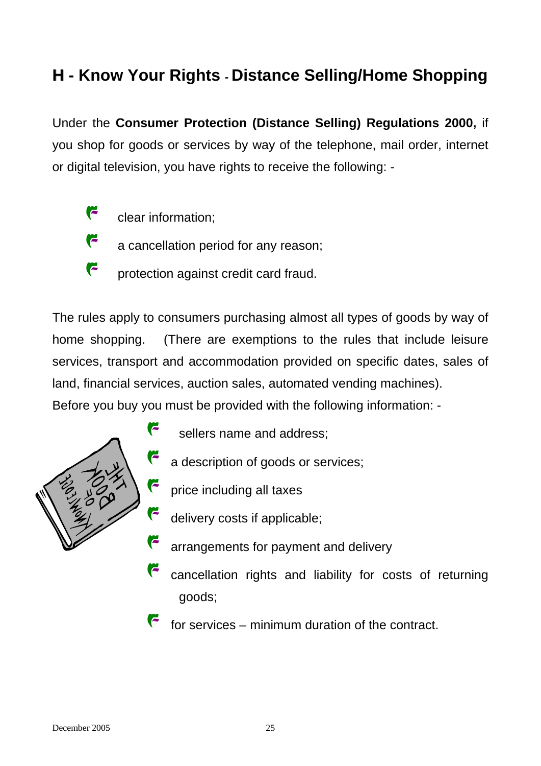## H - Know Your Rights - Distance Selling/Home Shopping

Under the **Consumer Protection (Distance Selling) Regulations 2000,** if you shop for goods or services by way of the telephone, mail order, internet or digital television, you have rights to receive the following: -

- clear information;
- a cancellation period for any reason;
- protection against credit card fraud.

The rules apply to consumers purchasing almost all types of goods by way of home shopping. (There are exemptions to the rules that include leisure services, transport and accommodation provided on specific dates, sales of land, financial services, auction sales, automated vending machines).

Before you buy you must be provided with the following information: -

- sellers name and address;
- a description of goods or services;
- price including all taxes
- delivery costs if applicable;
- arrangements for payment and delivery
- cancellation rights and liability for costs of returning goods;
- for services – minimum duration of the contract.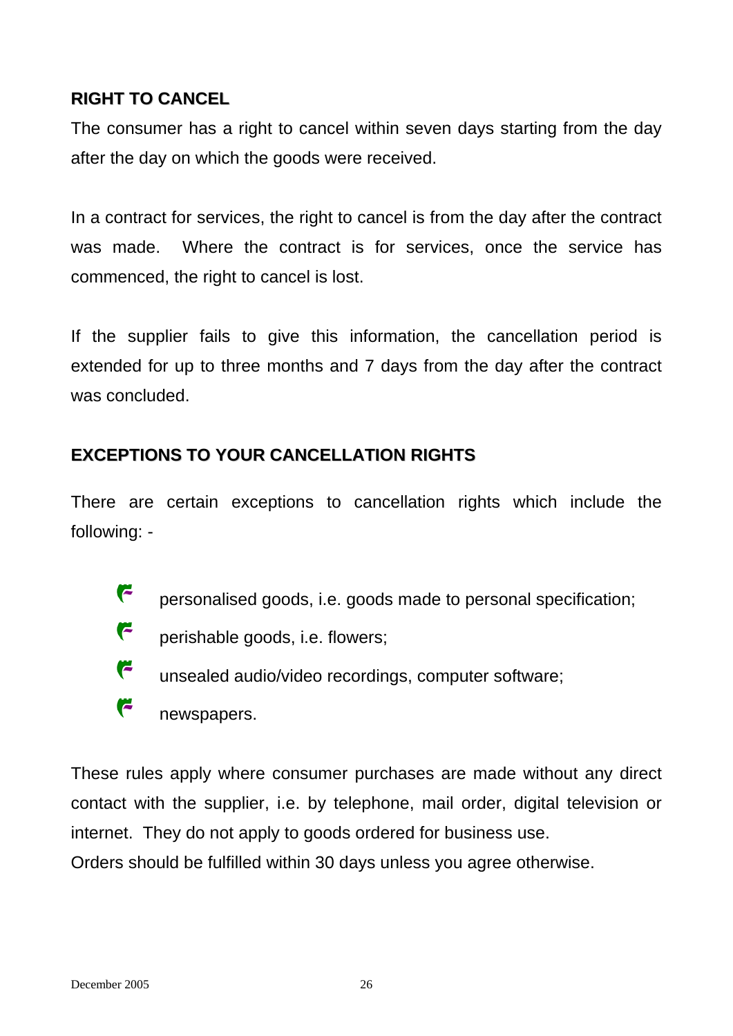## RIGHT TO CANCEL

The consumer has a right to cancel within seven days starting from the day after the day on which the goods were received.

In a contract for services, the right to cancel is from the day after the contract was made. Where the contract is for services, once the service has commenced, the right to cancel is lost.

If the supplier fails to give this information, the cancellation period is extended for up to three months and 7 days from the day after the contract was concluded.

## EXCEPTIONS TO YOUR CANCELLATION RIGHTS

There are certain exceptions to cancellation rights which include the following: -

- personalised goods, i.e. goods made to personal specification;
- perishable goods, i.e. flowers;
- unsealed audio/video recordings, computer software;
- newspapers.

These rules apply where consumer purchases are made without any direct contact with the supplier, i.e. by telephone, mail order, digital television or internet. They do not apply to goods ordered for business use.

Orders should be fulfilled within 30 days unless you agree otherwise.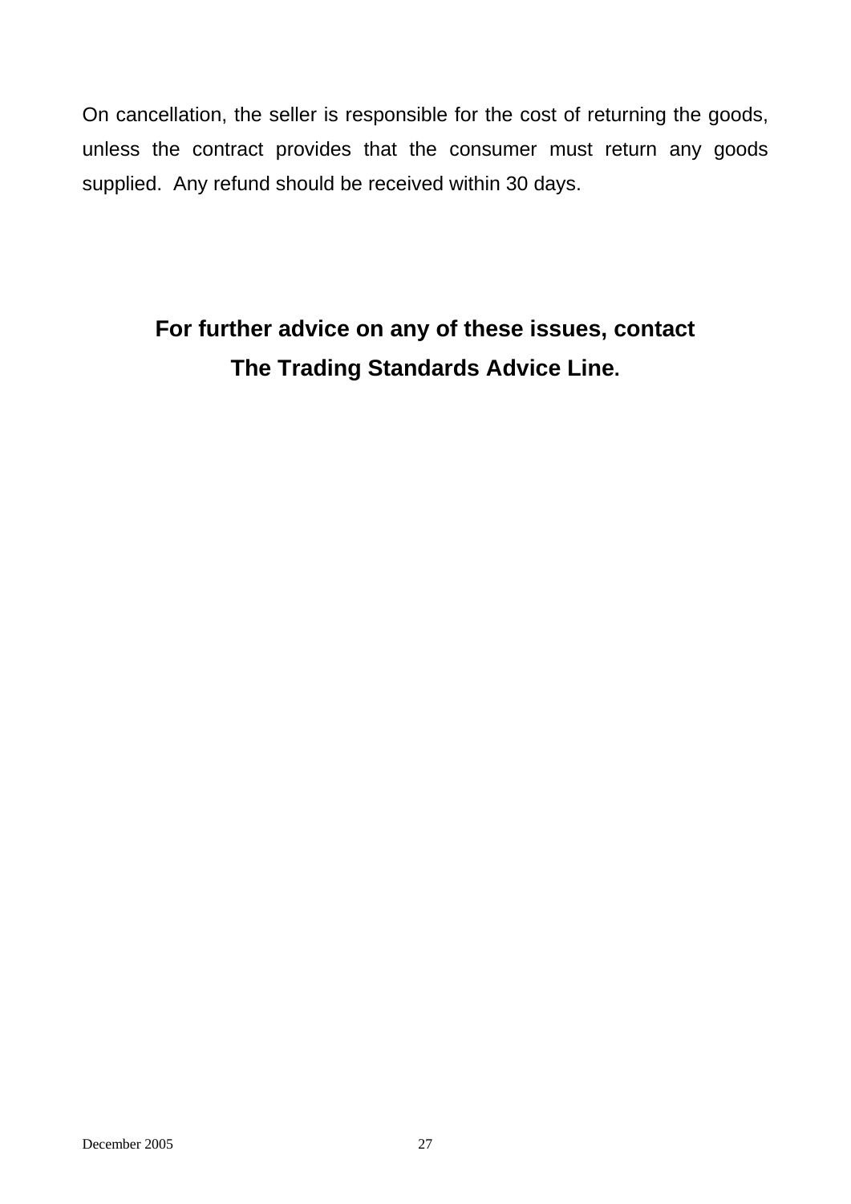On cancellation, the seller is responsible for the cost of returning the goods, unless the contract provides that the consumer must return any goods supplied. Any refund should be received within 30 days.

**For further advice on any of these issues, contact The Trading Standards Advice Line.**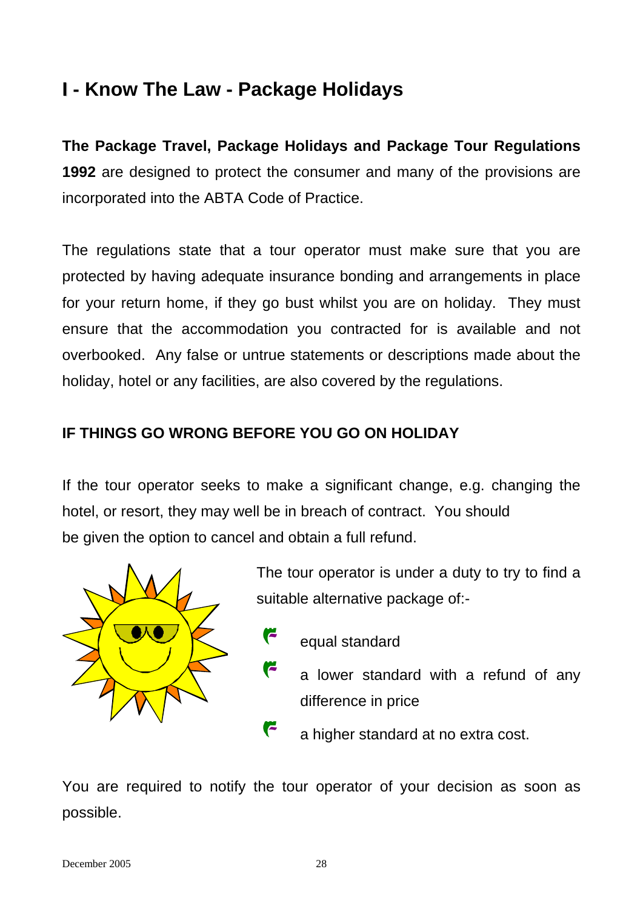# I - Know The Law - Package Holidays

**The Package Travel, Package Holidays and Package Tour Regulations 1992** are designed to protect the consumer and many of the provisions are incorporated into the ABTA Code of Practice.

The regulations state that a tour operator must make sure that you are protected by having adequate insurance bonding and arrangements in place for your return home, if they go bust whilst you are on holiday. They must ensure that the accommodation you contracted for is available and not overbooked. Any false or untrue statements or descriptions made about the holiday, hotel or any facilities, are also covered by the regulations.

## IF THINGS GO WRONG BEFORE YOU GO ON HOLIDAY

If the tour operator seeks to make a significant change, e.g. changing the hotel, or resort, they may well be in breach of contract. You should be given the option to cancel and obtain a full refund.

The tour operator is under a duty to try to find a suitable alternative package of:-

- equal standard
- a lower standard with a refund of any difference in price
- a higher standard at no extra cost.

You are required to notify the tour operator of your decision as soon as possible.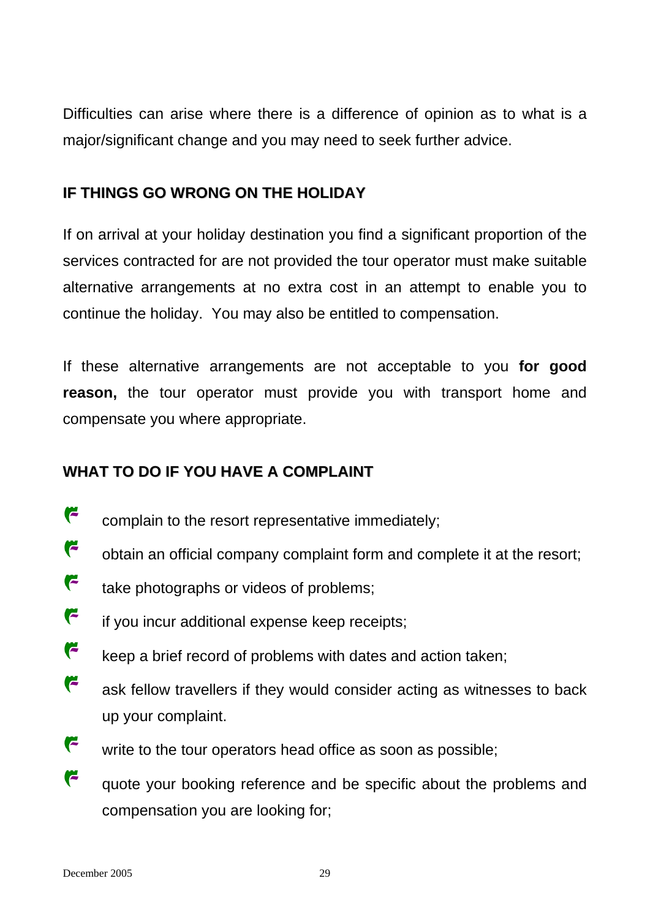Difficulties can arise where there is a difference of opinion as to what is a major/significant change and you may need to seek further advice.

## IF THINGS GO WRONG ON THE HOLIDAY

If on arrival at your holiday destination you find a significant proportion of the services contracted for are not provided the tour operator must make suitable alternative arrangements at no extra cost in an attempt to enable you to continue the holiday. You may also be entitled to compensation.

If these alternative arrangements are not acceptable to you **for good reason,** the tour operator must provide you with transport home and compensate you where appropriate.

## WHAT TO DO IF YOU HAVE A COMPLAINT

- complain to the resort representative immediately;
- obtain an official company complaint form and complete it at the resort;
- take photographs or videos of problems;
- if you incur additional expense keep receipts;
- keep a brief record of problems with dates and action taken;
- ask fellow travellers if they would consider acting as witnesses to back up your complaint.
- write to the tour operators head office as soon as possible;
- quote your booking reference and be specific about the problems and compensation you are looking for;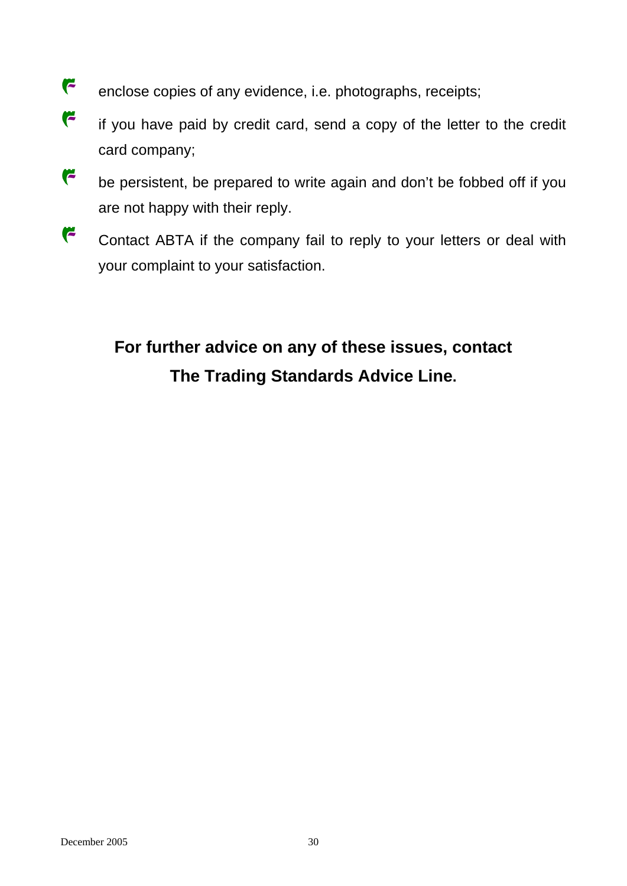- enclose copies of any evidence, i.e. photographs, receipts;
- if you have paid by credit card, send a copy of the letter to the credit card company;
- be persistent, be prepared to write again and don't be fobbed off if you are not happy with their reply.
- Contact ABTA if the company fail to reply to your letters or deal with your complaint to your satisfaction.

**For further advice on any of these issues, contact The Trading Standards Advice Line.**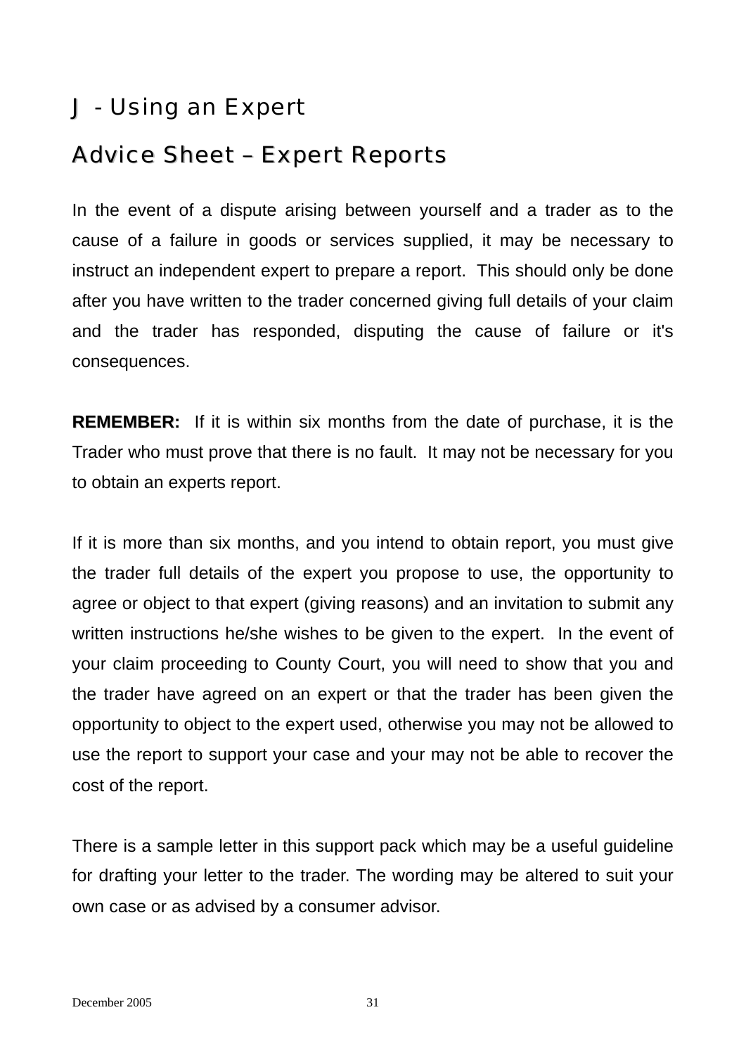# J - Using an Expert

## Advice Sheet – Expert Reports

In the event of a dispute arising between yourself and a trader as to the cause of a failure in goods or services supplied, it may be necessary to instruct an independent expert to prepare a report. This should only be done after you have written to the trader concerned giving full details of your claim and the trader has responded, disputing the cause of failure or it's consequences.

**REMEMBER:** If it is within six months from the date of purchase, it is the Trader who must prove that there is no fault. It may not be necessary for you to obtain an experts report.

If it is more than six months, and you intend to obtain report, you must give the trader full details of the expert you propose to use, the opportunity to agree or object to that expert (giving reasons) and an invitation to submit any written instructions he/she wishes to be given to the expert. In the event of your claim proceeding to County Court, you will need to show that you and the trader have agreed on an expert or that the trader has been given the opportunity to object to the expert used, otherwise you may not be allowed to use the report to support your case and your may not be able to recover the cost of the report.

There is a sample letter in this support pack which may be a useful guideline for drafting your letter to the trader. The wording may be altered to suit your own case or as advised by a consumer advisor.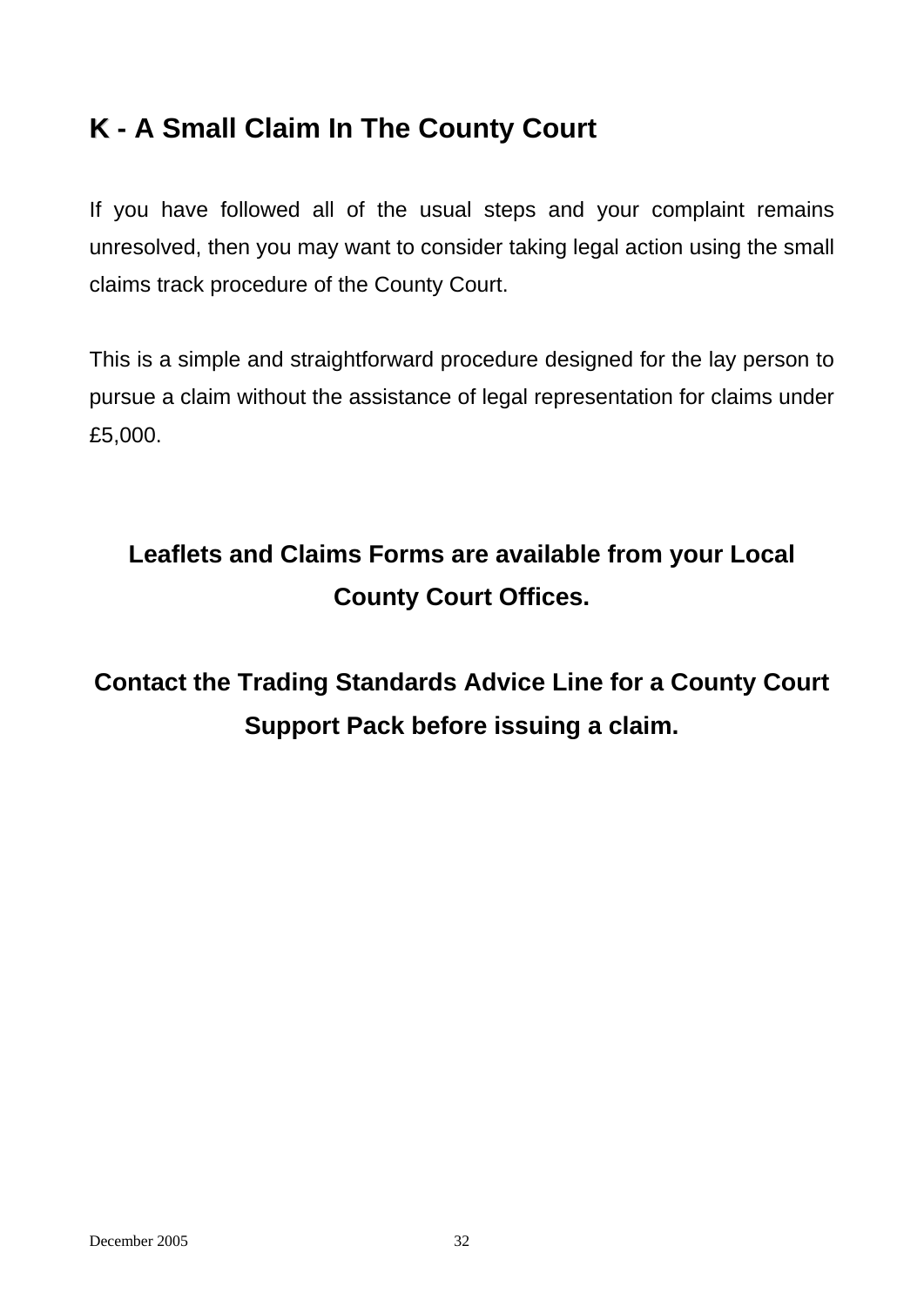## K - A Small Claim In The County Court

If you have followed all of the usual steps and your complaint remains unresolved, then you may want to consider taking legal action using the small claims track procedure of the County Court.

This is a simple and straightforward procedure designed for the lay person to pursue a claim without the assistance of legal representation for claims under £5,000.

**Leaflets and Claims Forms are available from your Local County Court Offices.**

**Contact the Trading Standards Advice Line for a County Court Support Pack before issuing a claim.**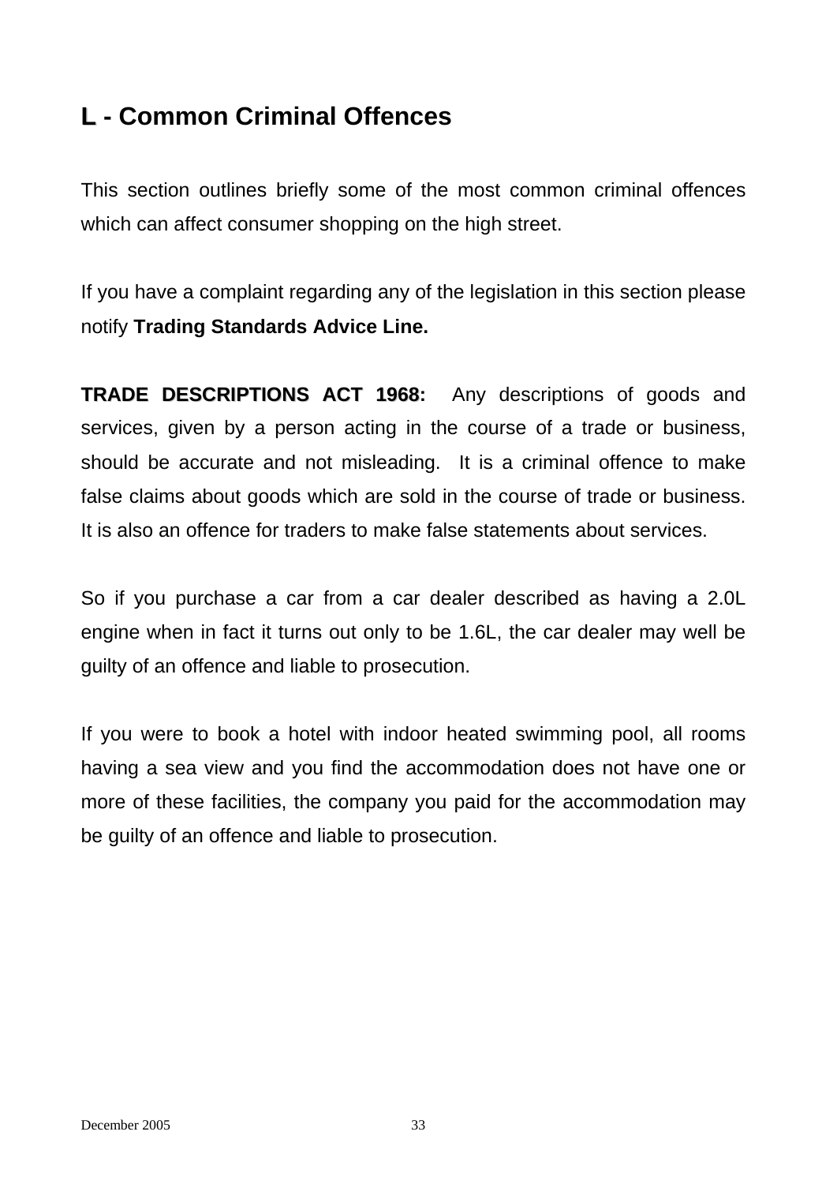## L - Common Criminal Offences

This section outlines briefly some of the most common criminal offences which can affect consumer shopping on the high street.

If you have a complaint regarding any of the legislation in this section please notify **Trading Standards Advice Line.**

**TRADE DESCRIPTIONS ACT 1968:** Any descriptions of goods and services, given by a person acting in the course of a trade or business, should be accurate and not misleading. It is a criminal offence to make false claims about goods which are sold in the course of trade or business. It is also an offence for traders to make false statements about services.

So if you purchase a car from a car dealer described as having a 2.0L engine when in fact it turns out only to be 1.6L, the car dealer may well be guilty of an offence and liable to prosecution.

If you were to book a hotel with indoor heated swimming pool, all rooms having a sea view and you find the accommodation does not have one or more of these facilities, the company you paid for the accommodation may be guilty of an offence and liable to prosecution.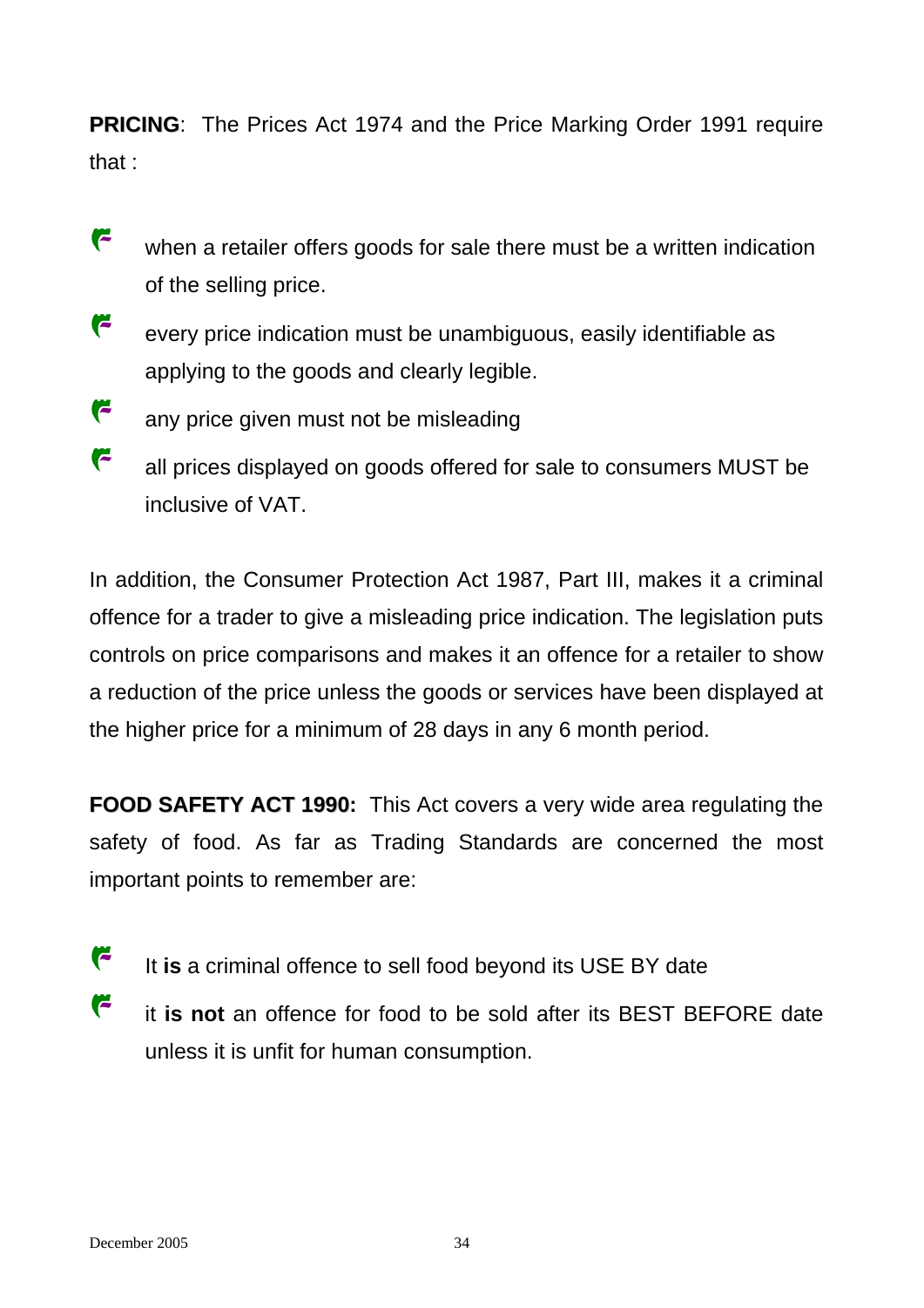**PRICING**: The Prices Act 1974 and the Price Marking Order 1991 require that :

- when a retailer offers goods for sale there must be a written indication of the selling price.
- every price indication must be unambiguous, easily identifiable as applying to the goods and clearly legible.
- any price given must not be misleading
- all prices displayed on goods offered for sale to consumers MUST be inclusive of VAT.

In addition, the Consumer Protection Act 1987, Part III, makes it a criminal offence for a trader to give a misleading price indication. The legislation puts controls on price comparisons and makes it an offence for a retailer to show a reduction of the price unless the goods or services have been displayed at the higher price for a minimum of 28 days in any 6 month period.

**FOOD SAFETY ACT 1990:** This Act covers a very wide area regulating the safety of food. As far as Trading Standards are concerned the most important points to remember are:

- It **is** a criminal offence to sell food beyond its USE BY date
- it **is not** an offence for food to be sold after its BEST BEFORE date unless it is unfit for human consumption.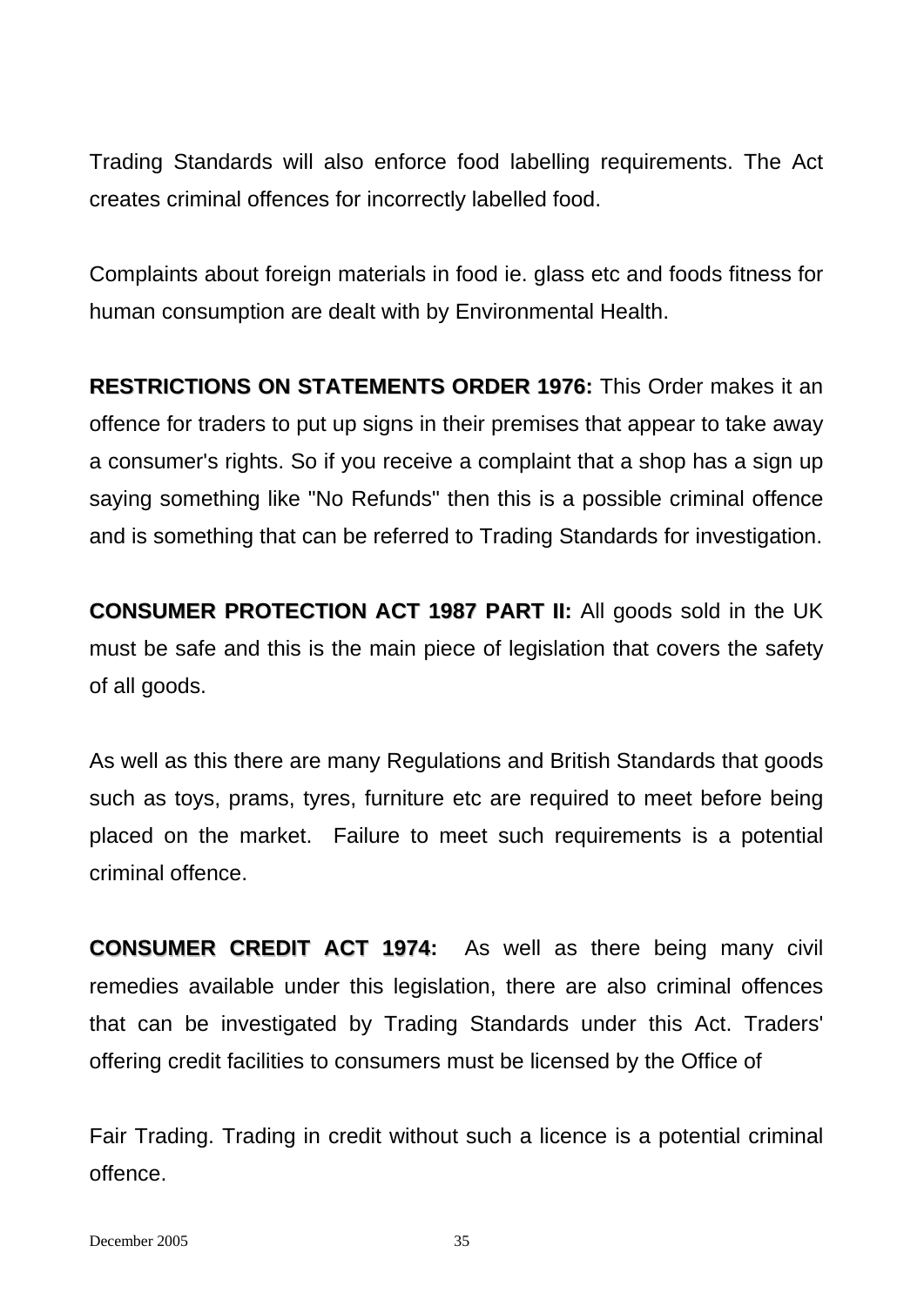Trading Standards will also enforce food labelling requirements. The Act creates criminal offences for incorrectly labelled food.

Complaints about foreign materials in food ie. glass etc and foods fitness for human consumption are dealt with by Environmental Health.

**RESTRICTIONS ON STATEMENTS ORDER 1976:** This Order makes it an offence for traders to put up signs in their premises that appear to take away a consumer's rights. So if you receive a complaint that a shop has a sign up saying something like "No Refunds" then this is a possible criminal offence and is something that can be referred to Trading Standards for investigation.

**CONSUMER PROTECTION ACT 1987 PART II:** All goods sold in the UK must be safe and this is the main piece of legislation that covers the safety of all goods.

As well as this there are many Regulations and British Standards that goods such as toys, prams, tyres, furniture etc are required to meet before being placed on the market. Failure to meet such requirements is a potential criminal offence.

**CONSUMER CREDIT ACT 1974:** As well as there being many civil remedies available under this legislation, there are also criminal offences that can be investigated by Trading Standards under this Act. Traders' offering credit facilities to consumers must be licensed by the Office of

Fair Trading. Trading in credit without such a licence is a potential criminal offence.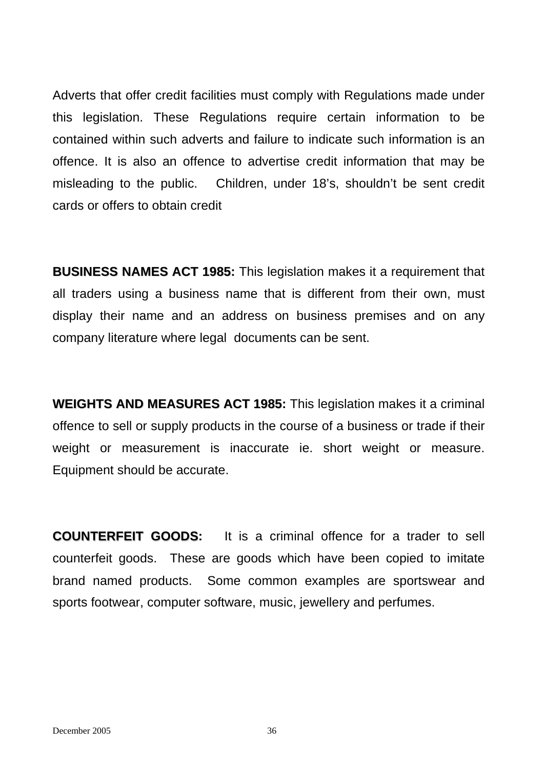Adverts that offer credit facilities must comply with Regulations made under this legislation. These Regulations require certain information to be contained within such adverts and failure to indicate such information is an offence. It is also an offence to advertise credit information that may be misleading to the public. Children, under 18's, shouldn't be sent credit cards or offers to obtain credit

**BUSINESS NAMES ACT 1985:** This legislation makes it a requirement that all traders using a business name that is different from their own, must display their name and an address on business premises and on any company literature where legal documents can be sent.

**WEIGHTS AND MEASURES ACT 1985:** This legislation makes it a criminal offence to sell or supply products in the course of a business or trade if their weight or measurement is inaccurate ie. short weight or measure. Equipment should be accurate.

**COUNTERFEIT GOODS:** It is a criminal offence for a trader to sell counterfeit goods. These are goods which have been copied to imitate brand named products. Some common examples are sportswear and sports footwear, computer software, music, jewellery and perfumes.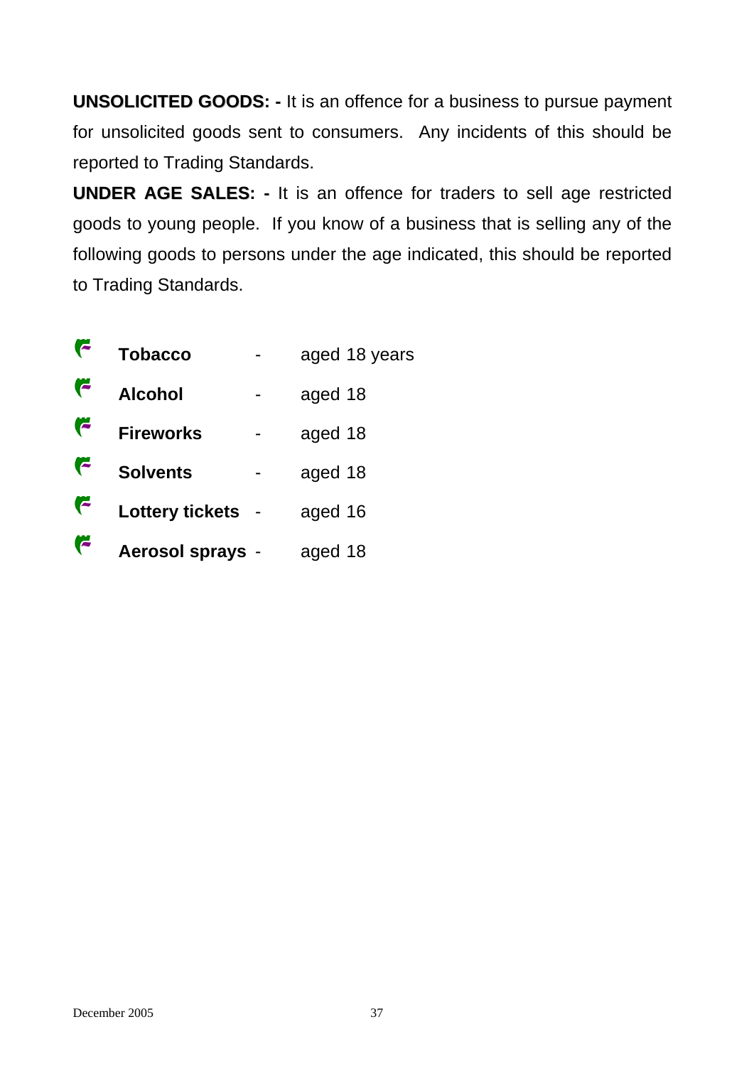**UNSOLICITED GOODS: -** It is an offence for a business to pursue payment for unsolicited goods sent to consumers. Any incidents of this should be reported to Trading Standards.

**UNDER AGE SALES: -** It is an offence for traders to sell age restricted goods to young people. If you know of a business that is selling any of the following goods to persons under the age indicated, this should be reported to Trading Standards.

- **Tobacco** - aged 18 years
- **Alcohol** - aged 18
- **Fireworks** - aged 18
- **Solvents** - aged 18
- **Lottery tickets** - aged 16
- **Aerosol sprays** - aged 18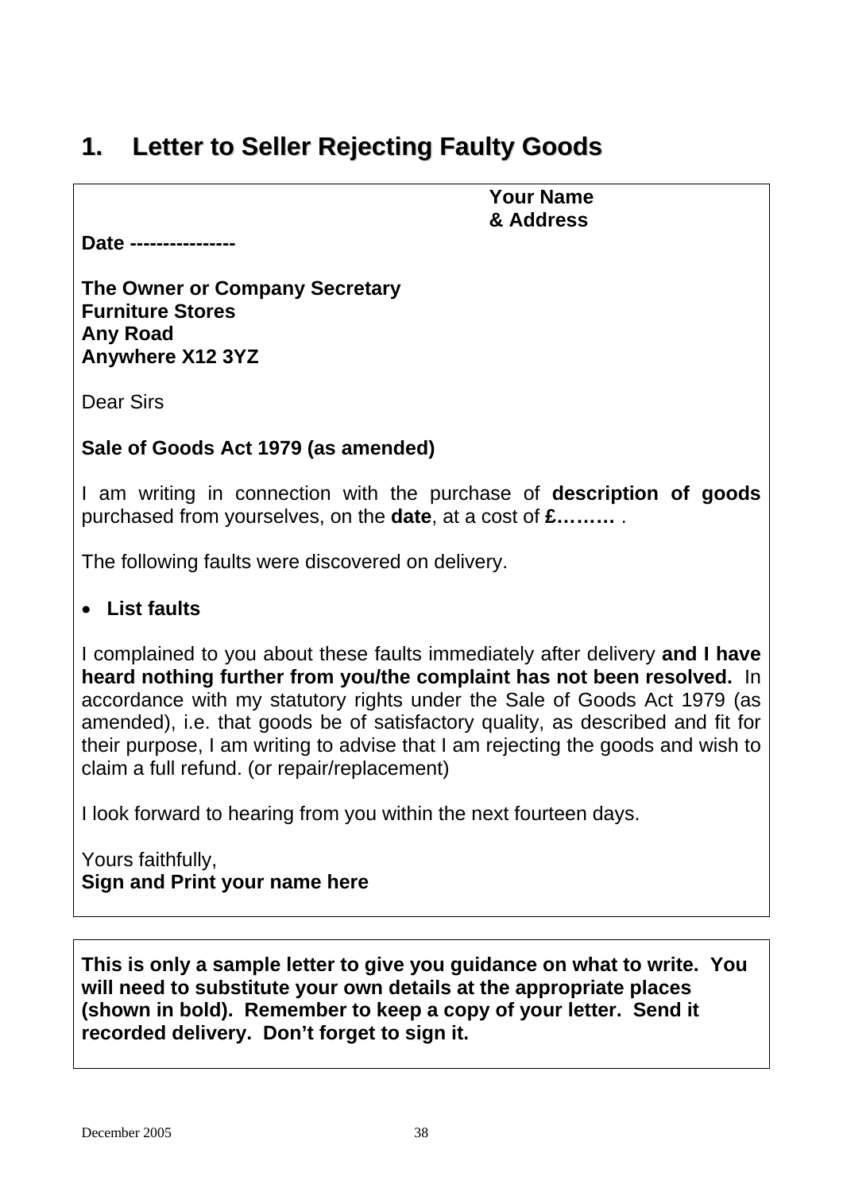# 1. Letter to Seller Rejecting Faulty Goods

**Your Name**
**& Address**

**Date ----------------**

**The Owner or Company Secretary**
**Furniture Stores**
**Any Road**
**Anywhere X12 3YZ**

Dear Sirs

**Sale of Goods Act 1979 (as amended)**

I am writing in connection with the purchase of **description of goods** purchased from yourselves, on the **date**, at a cost of **£………** .

The following faults were discovered on delivery.

- **List faults**

I complained to you about these faults immediately after delivery **and I have heard nothing further from you/the complaint has not been resolved.** In accordance with my statutory rights under the Sale of Goods Act 1979 (as amended), i.e. that goods be of satisfactory quality, as described and fit for their purpose, I am writing to advise that I am rejecting the goods and wish to claim a full refund. (or repair/replacement)

I look forward to hearing from you within the next fourteen days.

Yours faithfully,
**Sign and Print your name here**

---

**This is only a sample letter to give you guidance on what to write. You will need to substitute your own details at the appropriate places (shown in bold). Remember to keep a copy of your letter. Send it recorded delivery. Don't forget to sign it.**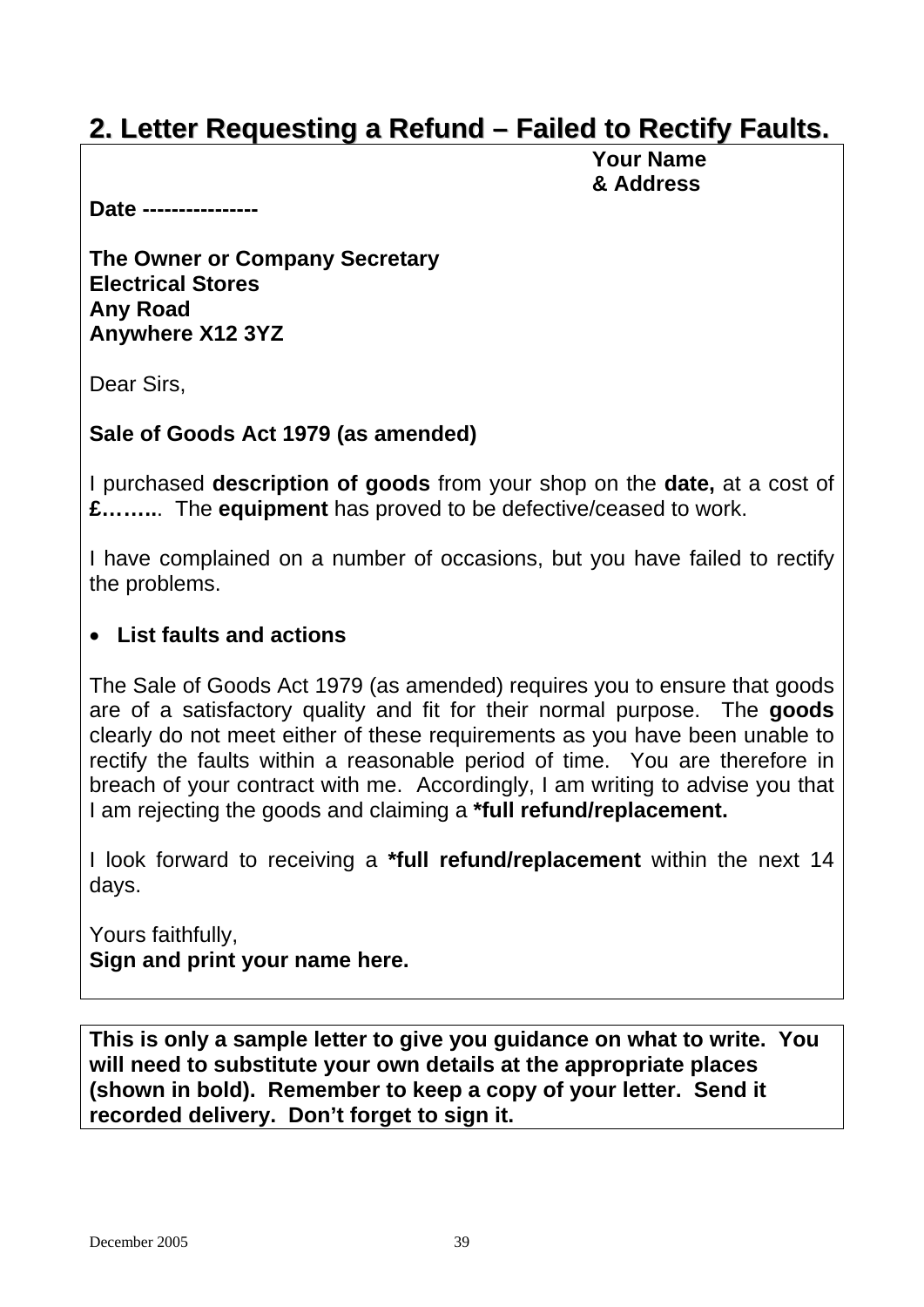## 2. Letter Requesting a Refund – Failed to Rectify Faults.

**Your Name**
**& Address**

**Date ----------------**

**The Owner or Company Secretary**
**Electrical Stores**
**Any Road**
**Anywhere X12 3YZ**

Dear Sirs,

**Sale of Goods Act 1979 (as amended)**

I purchased **description of goods** from your shop on the **date,** at a cost of **£……..**. The **equipment** has proved to be defective/ceased to work.

I have complained on a number of occasions, but you have failed to rectify the problems.

- **List faults and actions**

The Sale of Goods Act 1979 (as amended) requires you to ensure that goods are of a satisfactory quality and fit for their normal purpose. The **goods** clearly do not meet either of these requirements as you have been unable to rectify the faults within a reasonable period of time. You are therefore in breach of your contract with me. Accordingly, I am writing to advise you that I am rejecting the goods and claiming a **\*full refund/replacement.**

I look forward to receiving a **\*full refund/replacement** within the next 14 days.

Yours faithfully,
**Sign and print your name here.**

**This is only a sample letter to give you guidance on what to write. You will need to substitute your own details at the appropriate places (shown in bold). Remember to keep a copy of your letter. Send it recorded delivery. Don't forget to sign it.**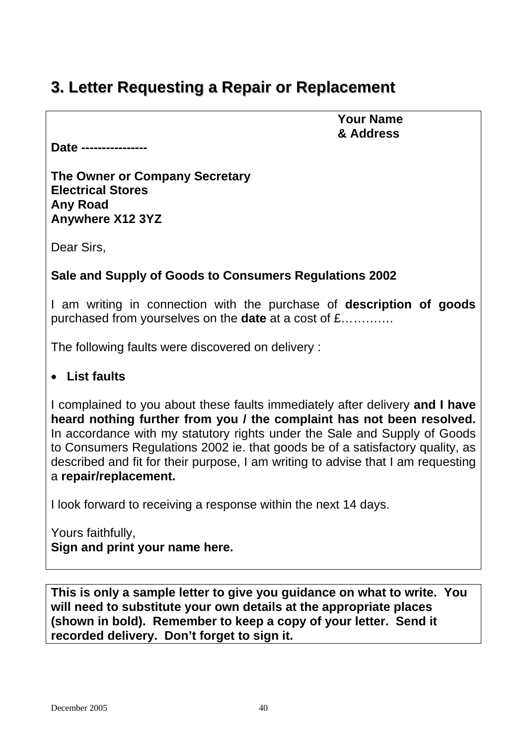# 3. Letter Requesting a Repair or Replacement

**Your Name**
**& Address**

**Date ----------------**

**The Owner or Company Secretary**
**Electrical Stores**
**Any Road**
**Anywhere X12 3YZ**

Dear Sirs,

**Sale and Supply of Goods to Consumers Regulations 2002**

I am writing in connection with the purchase of **description of goods** purchased from yourselves on the **date** at a cost of £…………

The following faults were discovered on delivery :

- **List faults**

I complained to you about these faults immediately after delivery **and I have heard nothing further from you / the complaint has not been resolved.** In accordance with my statutory rights under the Sale and Supply of Goods to Consumers Regulations 2002 ie. that goods be of a satisfactory quality, as described and fit for their purpose, I am writing to advise that I am requesting a **repair/replacement.**

I look forward to receiving a response within the next 14 days.

Yours faithfully,
**Sign and print your name here.**

**This is only a sample letter to give you guidance on what to write. You will need to substitute your own details at the appropriate places (shown in bold). Remember to keep a copy of your letter. Send it recorded delivery. Don't forget to sign it.**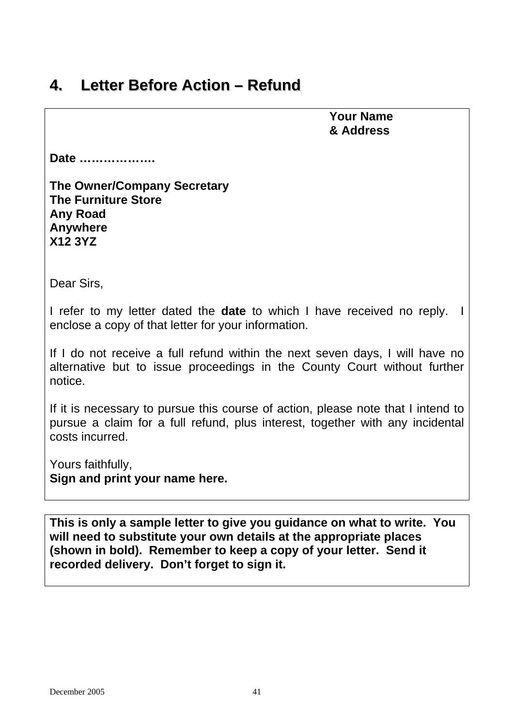## 4. Letter Before Action – Refund

**Your Name**
**& Address**

**Date ……………….**

**The Owner/Company Secretary**
**The Furniture Store**
**Any Road**
**Anywhere**
**X12 3YZ**

Dear Sirs,

I refer to my letter dated the **date** to which I have received no reply. I enclose a copy of that letter for your information.

If I do not receive a full refund within the next seven days, I will have no alternative but to issue proceedings in the County Court without further notice.

If it is necessary to pursue this course of action, please note that I intend to pursue a claim for a full refund, plus interest, together with any incidental costs incurred.

Yours faithfully,
**Sign and print your name here.**

---

**This is only a sample letter to give you guidance on what to write. You will need to substitute your own details at the appropriate places (shown in bold). Remember to keep a copy of your letter. Send it recorded delivery. Don't forget to sign it.**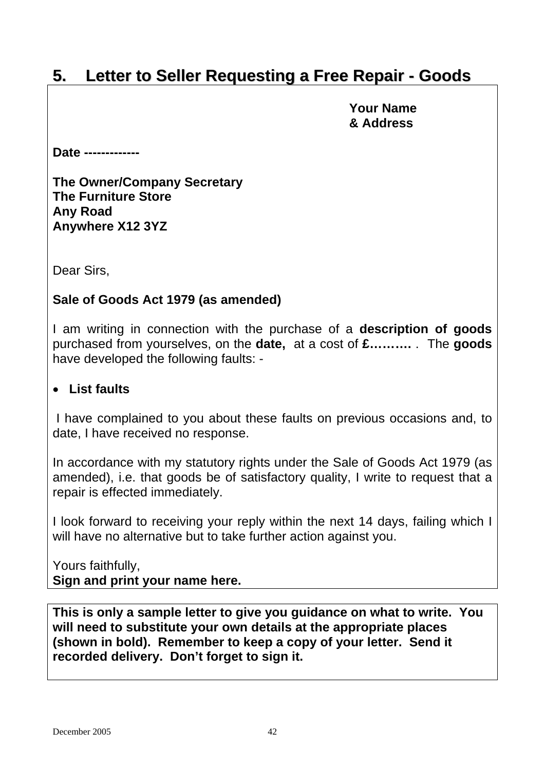## 5. Letter to Seller Requesting a Free Repair - Goods

**Your Name**
**& Address**

**Date -------------**

**The Owner/Company Secretary**
**The Furniture Store**
**Any Road**
**Anywhere X12 3YZ**

Dear Sirs,

**Sale of Goods Act 1979 (as amended)**

I am writing in connection with the purchase of a **description of goods** purchased from yourselves, on the **date,** at a cost of **£……….** . The **goods** have developed the following faults: -

- **List faults**

I have complained to you about these faults on previous occasions and, to date, I have received no response.

In accordance with my statutory rights under the Sale of Goods Act 1979 (as amended), i.e. that goods be of satisfactory quality, I write to request that a repair is effected immediately.

I look forward to receiving your reply within the next 14 days, failing which I will have no alternative but to take further action against you.

Yours faithfully,
**Sign and print your name here.**

**This is only a sample letter to give you guidance on what to write. You will need to substitute your own details at the appropriate places (shown in bold). Remember to keep a copy of your letter. Send it recorded delivery. Don't forget to sign it.**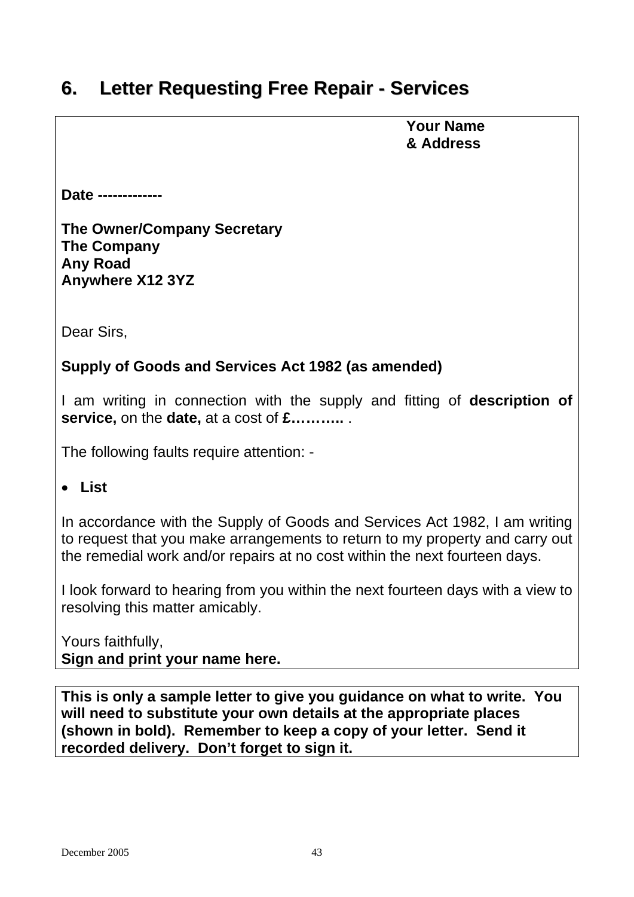## 6. Letter Requesting Free Repair - Services

**Your Name**
**& Address**

**Date -------------**

**The Owner/Company Secretary**
**The Company**
**Any Road**
**Anywhere X12 3YZ**

Dear Sirs,

**Supply of Goods and Services Act 1982 (as amended)**

I am writing in connection with the supply and fitting of **description of service,** on the **date,** at a cost of **£………..** .

The following faults require attention: -

- **List**

In accordance with the Supply of Goods and Services Act 1982, I am writing to request that you make arrangements to return to my property and carry out the remedial work and/or repairs at no cost within the next fourteen days.

I look forward to hearing from you within the next fourteen days with a view to resolving this matter amicably.

Yours faithfully,
**Sign and print your name here.**

**This is only a sample letter to give you guidance on what to write. You will need to substitute your own details at the appropriate places (shown in bold). Remember to keep a copy of your letter. Send it recorded delivery. Don't forget to sign it.**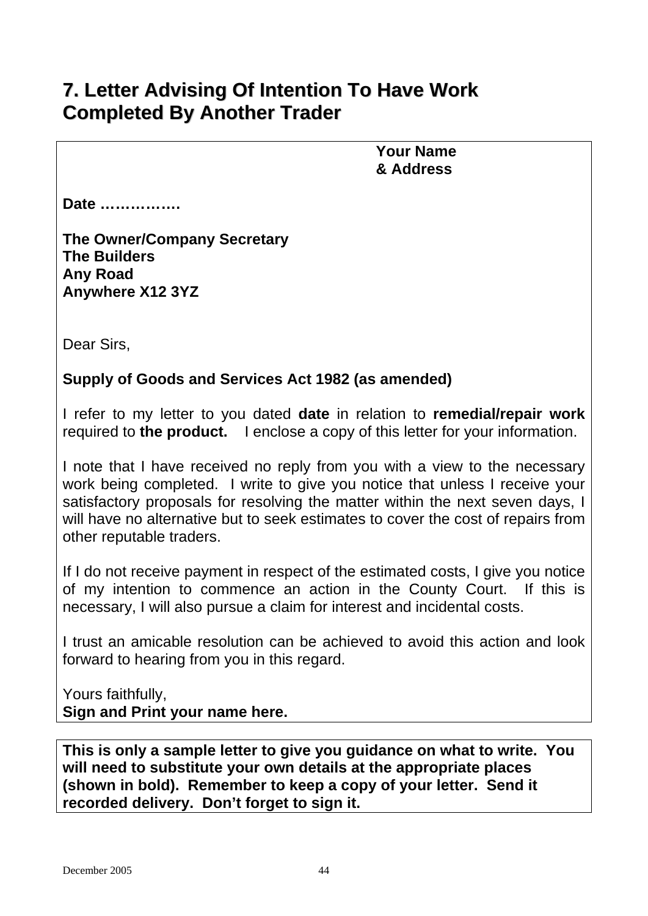## 7. Letter Advising Of Intention To Have Work Completed By Another Trader

**Your Name**
**& Address**

**Date …………….**

**The Owner/Company Secretary**
**The Builders**
**Any Road**
**Anywhere X12 3YZ**

Dear Sirs,

**Supply of Goods and Services Act 1982 (as amended)**

I refer to my letter to you dated **date** in relation to **remedial/repair work** required to **the product.** I enclose a copy of this letter for your information.

I note that I have received no reply from you with a view to the necessary work being completed. I write to give you notice that unless I receive your satisfactory proposals for resolving the matter within the next seven days, I will have no alternative but to seek estimates to cover the cost of repairs from other reputable traders.

If I do not receive payment in respect of the estimated costs, I give you notice of my intention to commence an action in the County Court. If this is necessary, I will also pursue a claim for interest and incidental costs.

I trust an amicable resolution can be achieved to avoid this action and look forward to hearing from you in this regard.

Yours faithfully,
**Sign and Print your name here.**

**This is only a sample letter to give you guidance on what to write. You will need to substitute your own details at the appropriate places (shown in bold). Remember to keep a copy of your letter. Send it recorded delivery. Don't forget to sign it.**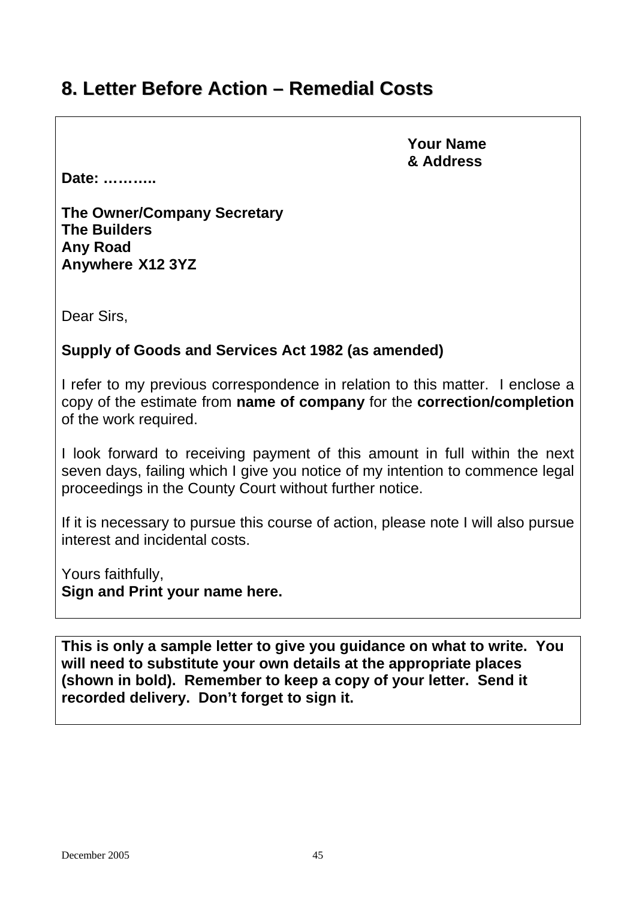## 8. Letter Before Action – Remedial Costs

**Your Name**
**& Address**

**Date: ………..**

**The Owner/Company Secretary**
**The Builders**
**Any Road**
**Anywhere X12 3YZ**

Dear Sirs,

**Supply of Goods and Services Act 1982 (as amended)**

I refer to my previous correspondence in relation to this matter. I enclose a copy of the estimate from **name of company** for the **correction/completion** of the work required.

I look forward to receiving payment of this amount in full within the next seven days, failing which I give you notice of my intention to commence legal proceedings in the County Court without further notice.

If it is necessary to pursue this course of action, please note I will also pursue interest and incidental costs.

Yours faithfully,
**Sign and Print your name here.**

**This is only a sample letter to give you guidance on what to write. You will need to substitute your own details at the appropriate places (shown in bold). Remember to keep a copy of your letter. Send it recorded delivery. Don't forget to sign it.**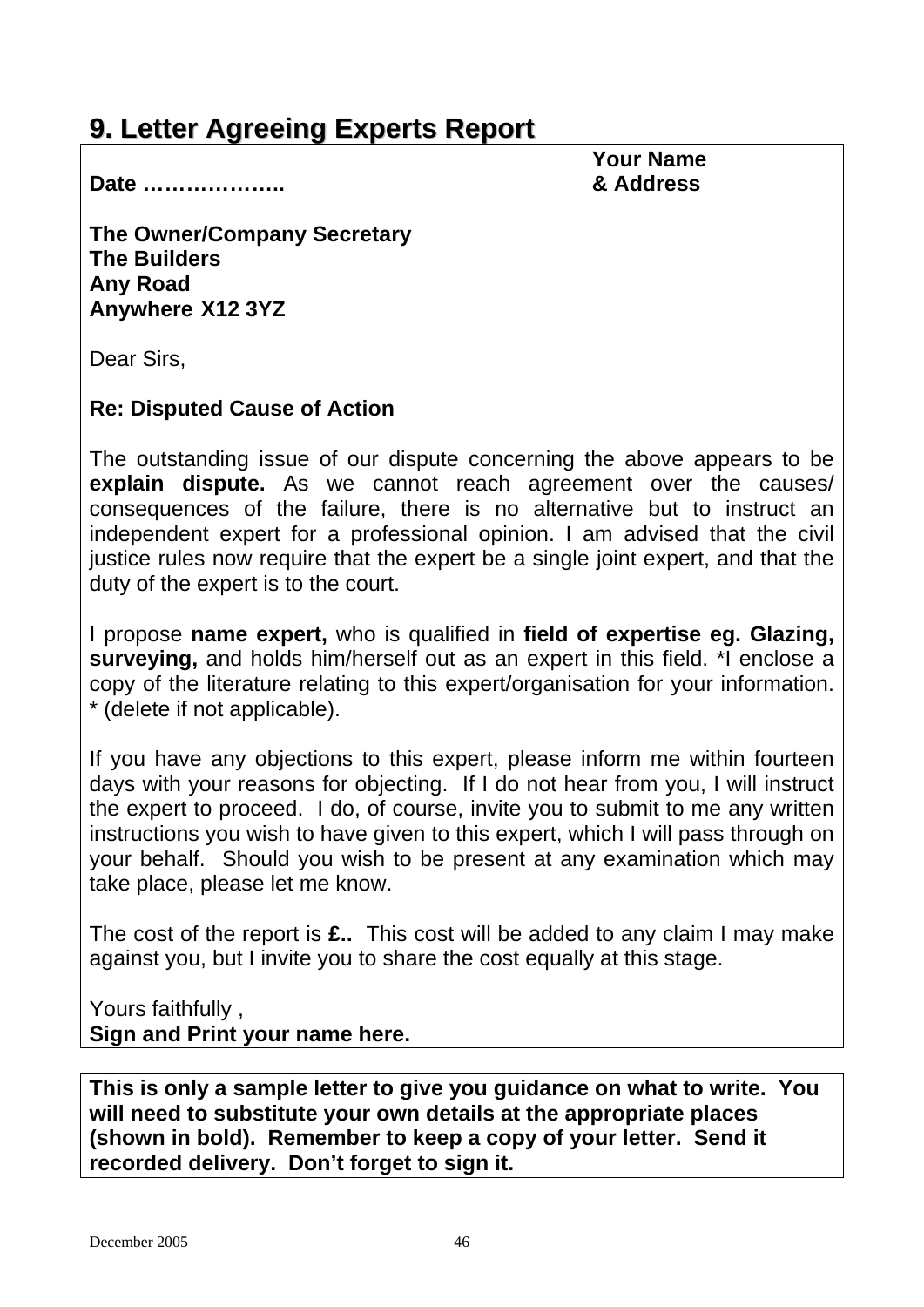## 9. Letter Agreeing Experts Report

**Date ………………..**

**Your Name & Address**

**The Owner/Company Secretary**
**The Builders**
**Any Road**
**Anywhere X12 3YZ**

Dear Sirs,

**Re: Disputed Cause of Action**

The outstanding issue of our dispute concerning the above appears to be **explain dispute.** As we cannot reach agreement over the causes/ consequences of the failure, there is no alternative but to instruct an independent expert for a professional opinion. I am advised that the civil justice rules now require that the expert be a single joint expert, and that the duty of the expert is to the court.

I propose **name expert,** who is qualified in **field of expertise eg. Glazing, surveying,** and holds him/herself out as an expert in this field. *I enclose a copy of the literature relating to this expert/organisation for your information. * (delete if not applicable).

If you have any objections to this expert, please inform me within fourteen days with your reasons for objecting. If I do not hear from you, I will instruct the expert to proceed. I do, of course, invite you to submit to me any written instructions you wish to have given to this expert, which I will pass through on your behalf. Should you wish to be present at any examination which may take place, please let me know.

The cost of the report is **£..** This cost will be added to any claim I may make against you, but I invite you to share the cost equally at this stage.

Yours faithfully ,
**Sign and Print your name here.**

**This is only a sample letter to give you guidance on what to write. You will need to substitute your own details at the appropriate places (shown in bold). Remember to keep a copy of your letter. Send it recorded delivery. Don't forget to sign it.**

December 2005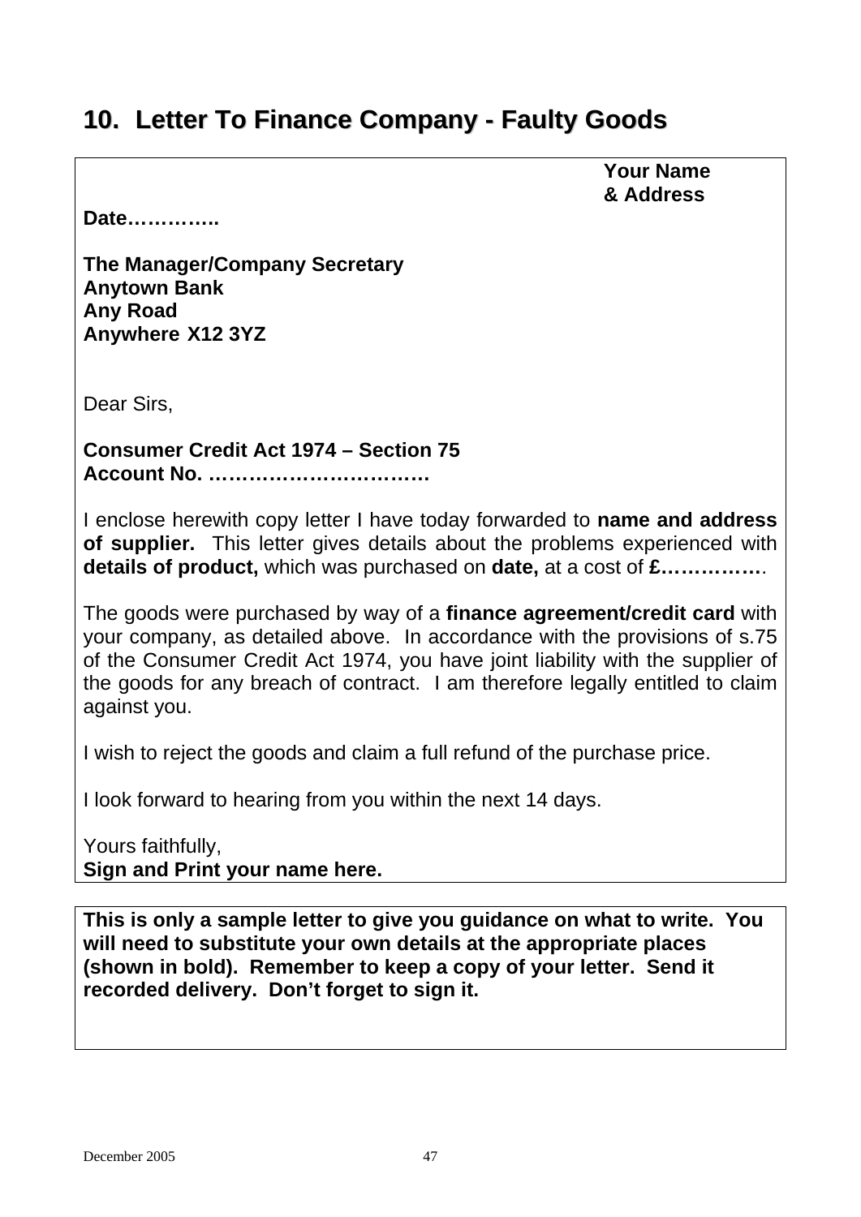## 10. Letter To Finance Company - Faulty Goods

**Your Name**
**& Address**

**Date…………..**

**The Manager/Company Secretary**
**Anytown Bank**
**Any Road**
**Anywhere X12 3YZ**

Dear Sirs,

**Consumer Credit Act 1974 – Section 75**
**Account No. ……………………………**

I enclose herewith copy letter I have today forwarded to **name and address of supplier.** This letter gives details about the problems experienced with **details of product,** which was purchased on **date,** at a cost of **£……………**.

The goods were purchased by way of a **finance agreement/credit card** with your company, as detailed above. In accordance with the provisions of s.75 of the Consumer Credit Act 1974, you have joint liability with the supplier of the goods for any breach of contract. I am therefore legally entitled to claim against you.

I wish to reject the goods and claim a full refund of the purchase price.

I look forward to hearing from you within the next 14 days.

Yours faithfully,
**Sign and Print your name here.**

**This is only a sample letter to give you guidance on what to write. You will need to substitute your own details at the appropriate places (shown in bold). Remember to keep a copy of your letter. Send it recorded delivery. Don't forget to sign it.**

December 2005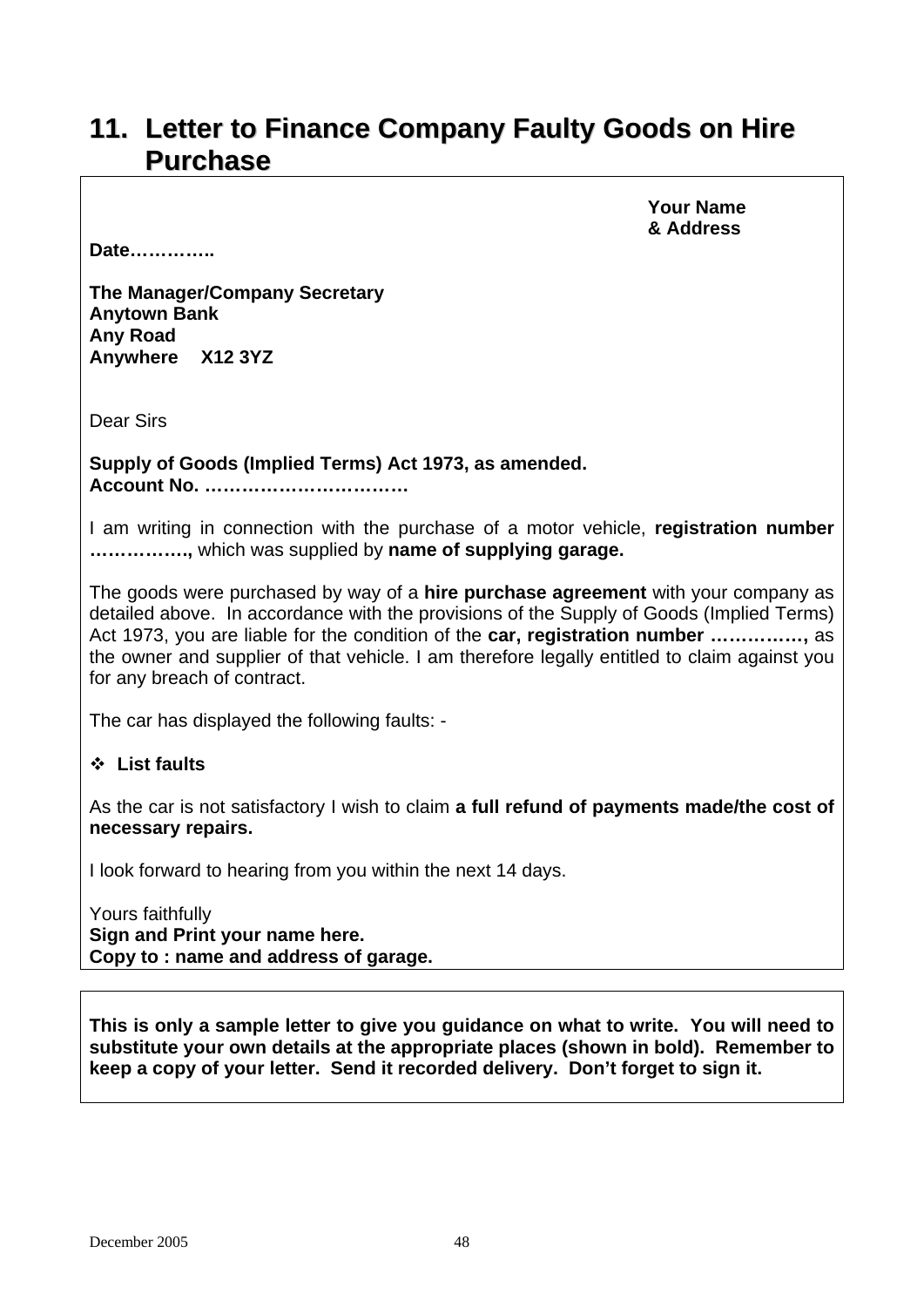## 11. Letter to Finance Company Faulty Goods on Hire Purchase

**Your Name**
**& Address**

**Date…………..**

**The Manager/Company Secretary**
**Anytown Bank**
**Any Road**
**Anywhere X12 3YZ**

Dear Sirs

**Supply of Goods (Implied Terms) Act 1973, as amended.**
**Account No. ……………………………**

I am writing in connection with the purchase of a motor vehicle, **registration number …………….,** which was supplied by **name of supplying garage.**

The goods were purchased by way of a **hire purchase agreement** with your company as detailed above. In accordance with the provisions of the Supply of Goods (Implied Terms) Act 1973, you are liable for the condition of the **car, registration number ……………,** as the owner and supplier of that vehicle. I am therefore legally entitled to claim against you for any breach of contract.

The car has displayed the following faults: -

- **List faults**

As the car is not satisfactory I wish to claim **a full refund of payments made/the cost of necessary repairs.**

I look forward to hearing from you within the next 14 days.

Yours faithfully
**Sign and Print your name here.**
**Copy to : name and address of garage.**

**This is only a sample letter to give you guidance on what to write. You will need to substitute your own details at the appropriate places (shown in bold). Remember to keep a copy of your letter. Send it recorded delivery. Don't forget to sign it.**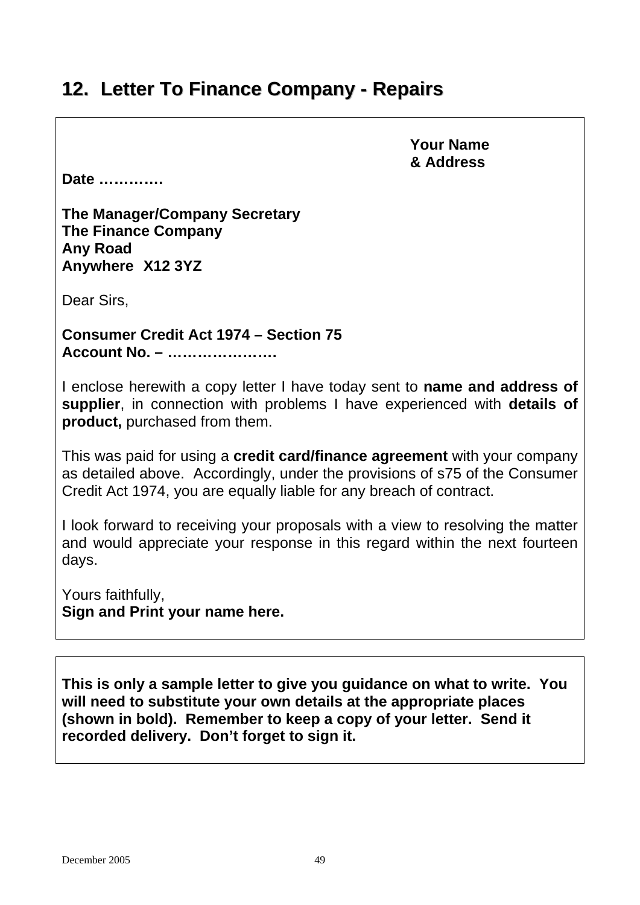## 12. Letter To Finance Company - Repairs

**Your Name**
**& Address**

**Date ………….**

**The Manager/Company Secretary**
**The Finance Company**
**Any Road**
**Anywhere X12 3YZ**

Dear Sirs,

**Consumer Credit Act 1974 – Section 75**
**Account No. – ………………….**

I enclose herewith a copy letter I have today sent to **name and address of supplier**, in connection with problems I have experienced with **details of product,** purchased from them.

This was paid for using a **credit card/finance agreement** with your company as detailed above. Accordingly, under the provisions of s75 of the Consumer Credit Act 1974, you are equally liable for any breach of contract.

I look forward to receiving your proposals with a view to resolving the matter and would appreciate your response in this regard within the next fourteen days.

Yours faithfully,
**Sign and Print your name here.**

---

**This is only a sample letter to give you guidance on what to write. You will need to substitute your own details at the appropriate places (shown in bold). Remember to keep a copy of your letter. Send it recorded delivery. Don't forget to sign it.**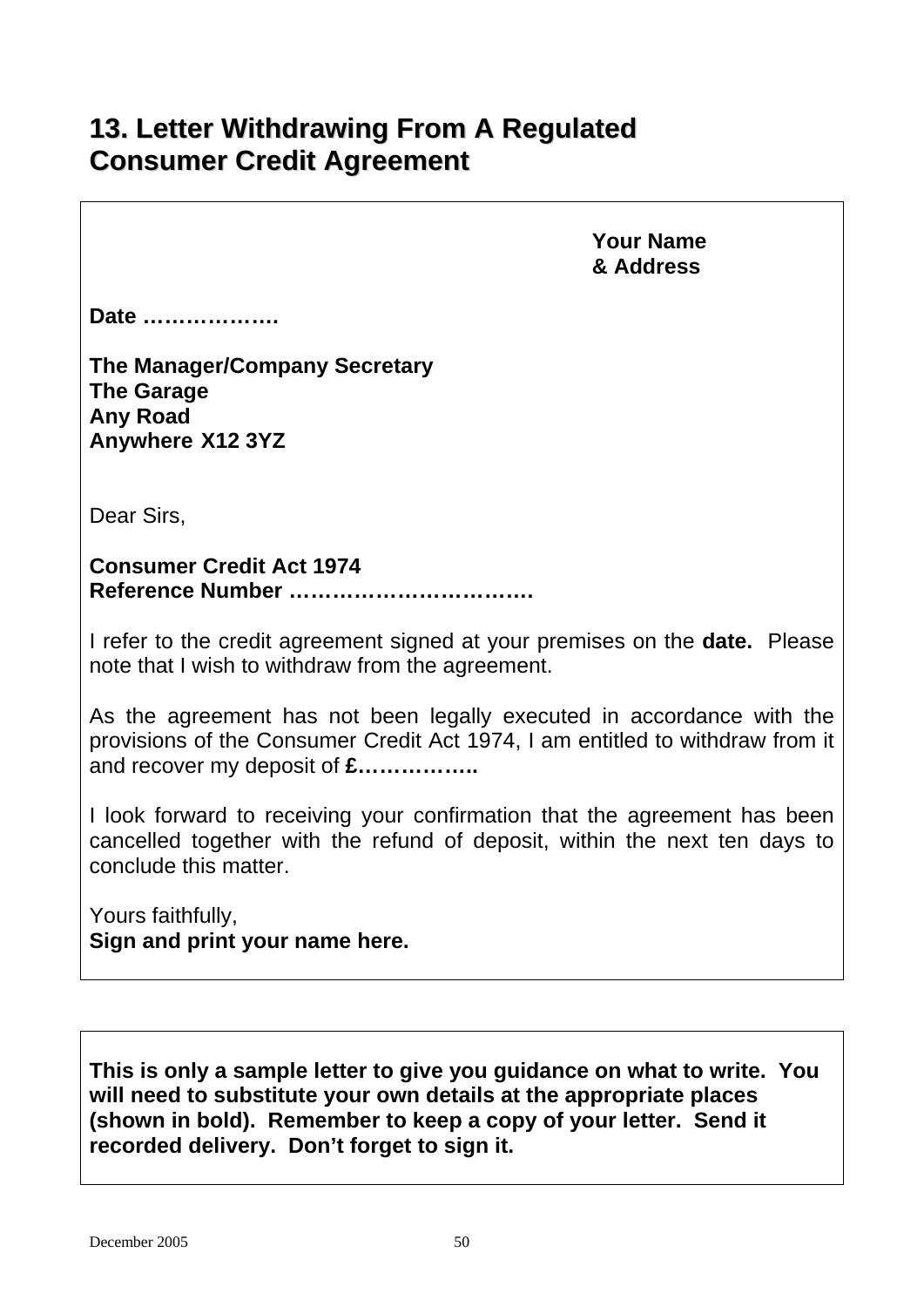## 13. Letter Withdrawing From A Regulated Consumer Credit Agreement

**Your Name**
**& Address**

**Date ……………….**

**The Manager/Company Secretary**
**The Garage**
**Any Road**
**Anywhere X12 3YZ**

Dear Sirs,

**Consumer Credit Act 1974**
**Reference Number ……………………………**

I refer to the credit agreement signed at your premises on the **date.** Please note that I wish to withdraw from the agreement.

As the agreement has not been legally executed in accordance with the provisions of the Consumer Credit Act 1974, I am entitled to withdraw from it and recover my deposit of **£……………..**

I look forward to receiving your confirmation that the agreement has been cancelled together with the refund of deposit, within the next ten days to conclude this matter.

Yours faithfully,
**Sign and print your name here.**

**This is only a sample letter to give you guidance on what to write. You will need to substitute your own details at the appropriate places (shown in bold). Remember to keep a copy of your letter. Send it recorded delivery. Don't forget to sign it.**

December 2005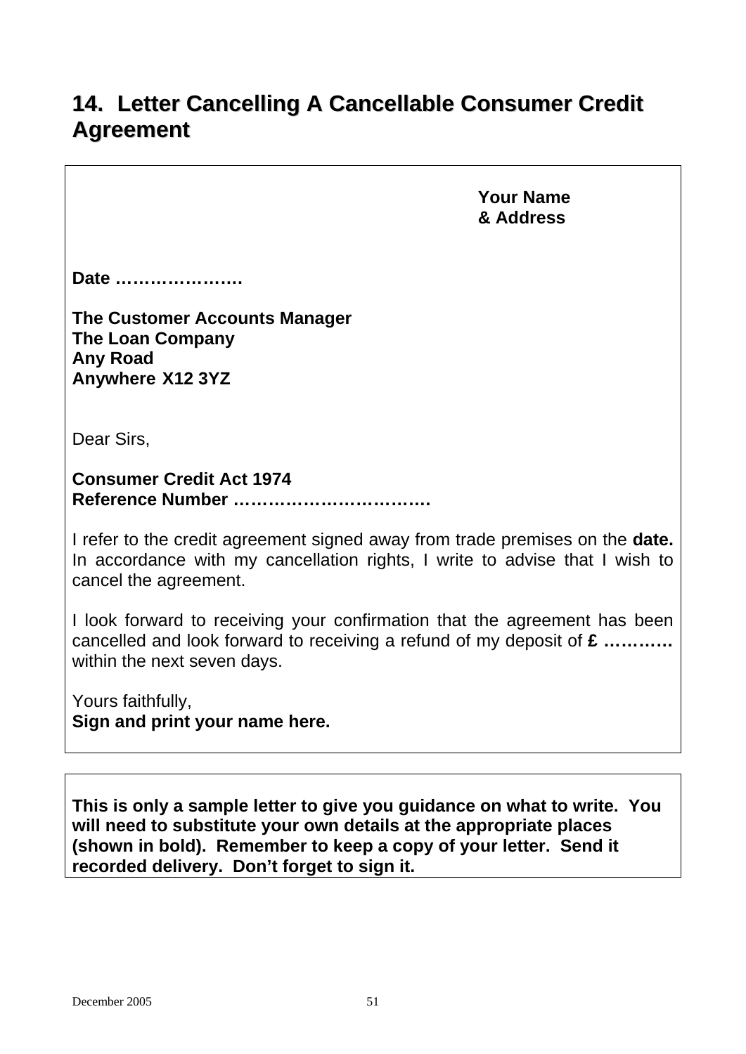## 14. Letter Cancelling A Cancellable Consumer Credit Agreement

**Your Name**
**& Address**

**Date ………………….**

**The Customer Accounts Manager**
**The Loan Company**
**Any Road**
**Anywhere X12 3YZ**

Dear Sirs,

**Consumer Credit Act 1974**
**Reference Number ……………………………**

I refer to the credit agreement signed away from trade premises on the **date.** In accordance with my cancellation rights, I write to advise that I wish to cancel the agreement.

I look forward to receiving your confirmation that the agreement has been cancelled and look forward to receiving a refund of my deposit of **£ …………** within the next seven days.

Yours faithfully,
**Sign and print your name here.**

---

**This is only a sample letter to give you guidance on what to write. You will need to substitute your own details at the appropriate places (shown in bold). Remember to keep a copy of your letter. Send it recorded delivery. Don't forget to sign it.**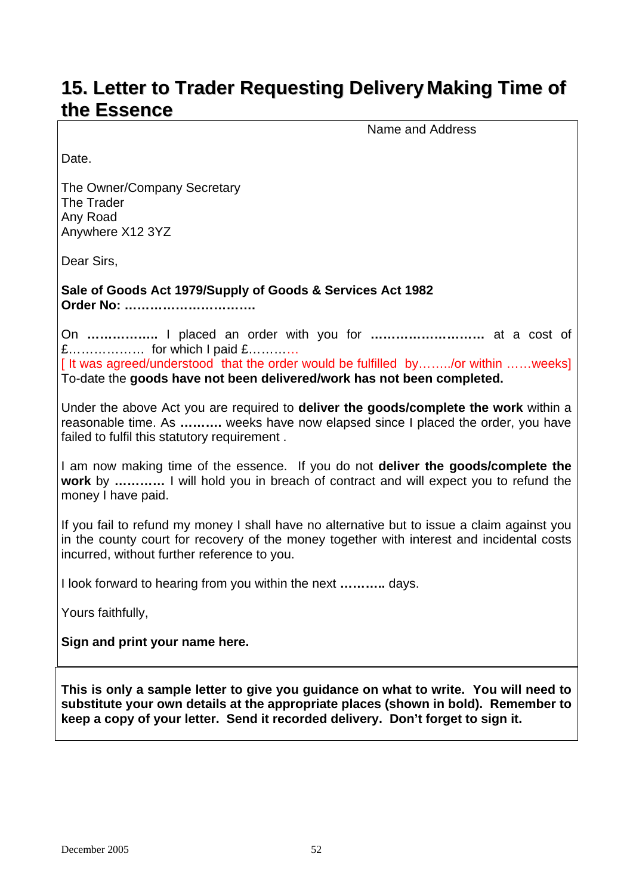# 15. Letter to Trader Requesting Delivery Making Time of the Essence

Name and Address

Date.

The Owner/Company Secretary
The Trader
Any Road
Anywhere X12 3YZ

Dear Sirs,

**Sale of Goods Act 1979/Supply of Goods & Services Act 1982**
**Order No: ………………………….**

On **……………..** I placed an order with you for **………………………** at a cost of £……………… for which I paid £…………
[ It was agreed/understood that the order would be fulfilled by……../or within ……weeks]
To-date the **goods have not been delivered/work has not been completed.**

Under the above Act you are required to **deliver the goods/complete the work** within a reasonable time. As **……….** weeks have now elapsed since I placed the order, you have failed to fulfil this statutory requirement .

I am now making time of the essence. If you do not **deliver the goods/complete the work** by **…………** I will hold you in breach of contract and will expect you to refund the money I have paid.

If you fail to refund my money I shall have no alternative but to issue a claim against you in the county court for recovery of the money together with interest and incidental costs incurred, without further reference to you.

I look forward to hearing from you within the next **………..** days.

Yours faithfully,

**Sign and print your name here.**

**This is only a sample letter to give you guidance on what to write. You will need to substitute your own details at the appropriate places (shown in bold). Remember to keep a copy of your letter. Send it recorded delivery. Don't forget to sign it.**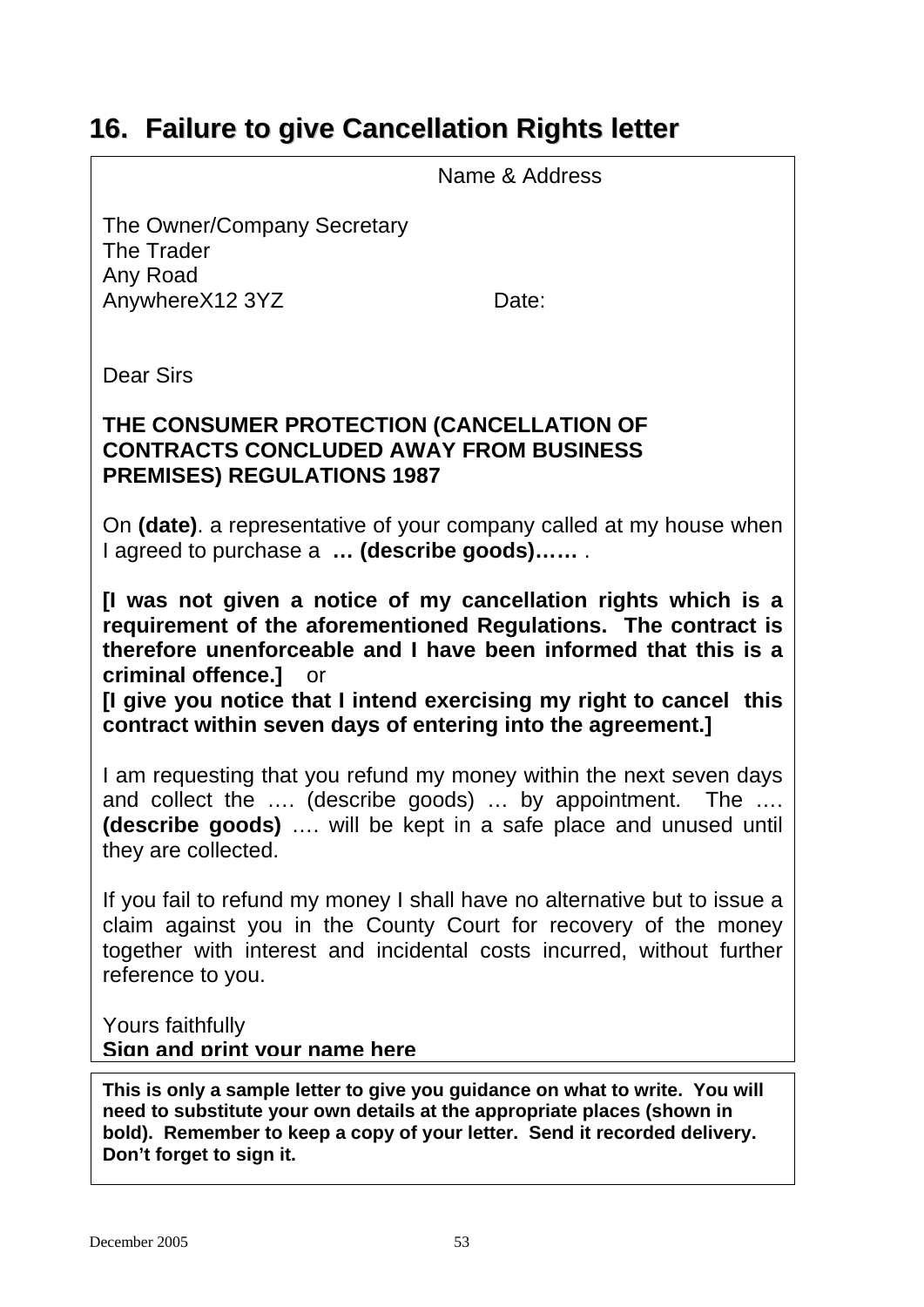## 16. Failure to give Cancellation Rights letter

Name & Address

The Owner/Company Secretary
The Trader
Any Road
AnywhereX12 3YZ

Date:

Dear Sirs

**THE CONSUMER PROTECTION (CANCELLATION OF CONTRACTS CONCLUDED AWAY FROM BUSINESS PREMISES) REGULATIONS 1987**

On **(date)**. a representative of your company called at my house when I agreed to purchase a **… (describe goods)……** .

**[I was not given a notice of my cancellation rights which is a requirement of the aforementioned Regulations. The contract is therefore unenforceable and I have been informed that this is a criminal offence.]** or
**[I give you notice that I intend exercising my right to cancel this contract within seven days of entering into the agreement.]**

I am requesting that you refund my money within the next seven days and collect the …. (describe goods) … by appointment. The …. **(describe goods)** …. will be kept in a safe place and unused until they are collected.

If you fail to refund my money I shall have no alternative but to issue a claim against you in the County Court for recovery of the money together with interest and incidental costs incurred, without further reference to you.

Yours faithfully
**Sign and print your name here**

**This is only a sample letter to give you guidance on what to write. You will need to substitute your own details at the appropriate places (shown in bold). Remember to keep a copy of your letter. Send it recorded delivery. Don't forget to sign it.**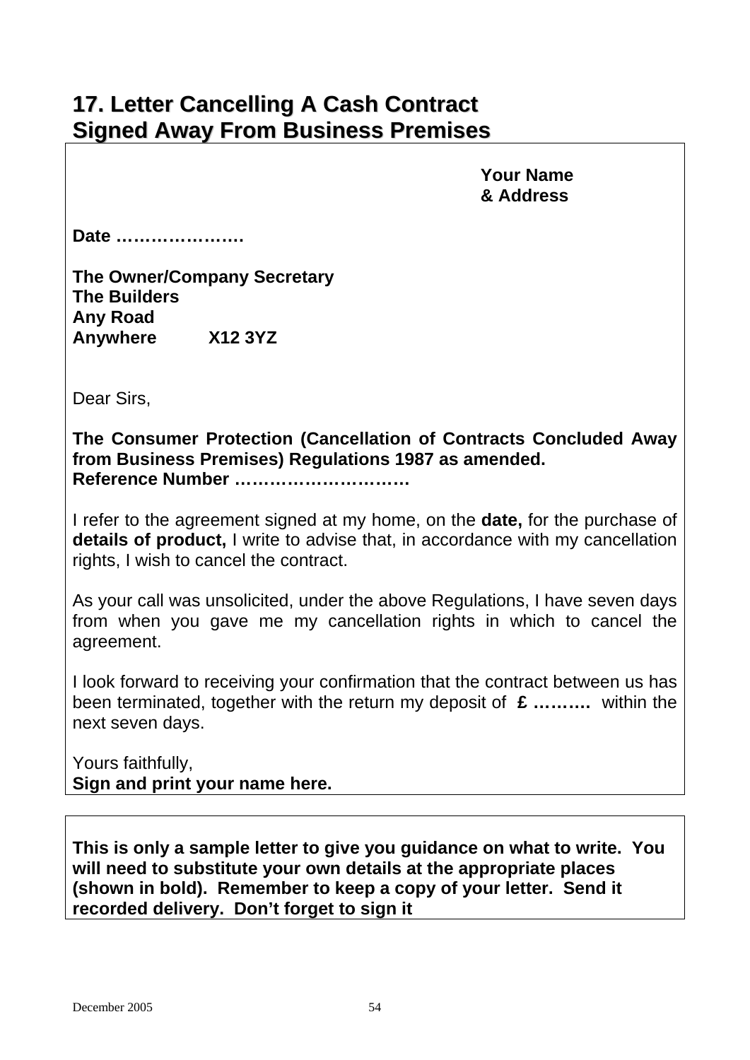## 17. Letter Cancelling A Cash Contract Signed Away From Business Premises

**Your Name**
**& Address**

**Date …………………**

**The Owner/Company Secretary**
**The Builders**
**Any Road**
**Anywhere X12 3YZ**

Dear Sirs,

**The Consumer Protection (Cancellation of Contracts Concluded Away from Business Premises) Regulations 1987 as amended.**
**Reference Number …………………………**

I refer to the agreement signed at my home, on the **date,** for the purchase of **details of product,** I write to advise that, in accordance with my cancellation rights, I wish to cancel the contract.

As your call was unsolicited, under the above Regulations, I have seven days from when you gave me my cancellation rights in which to cancel the agreement.

I look forward to receiving your confirmation that the contract between us has been terminated, together with the return my deposit of **£ ………** within the next seven days.

Yours faithfully,
**Sign and print your name here.**

---

**This is only a sample letter to give you guidance on what to write. You will need to substitute your own details at the appropriate places (shown in bold). Remember to keep a copy of your letter. Send it recorded delivery. Don't forget to sign it**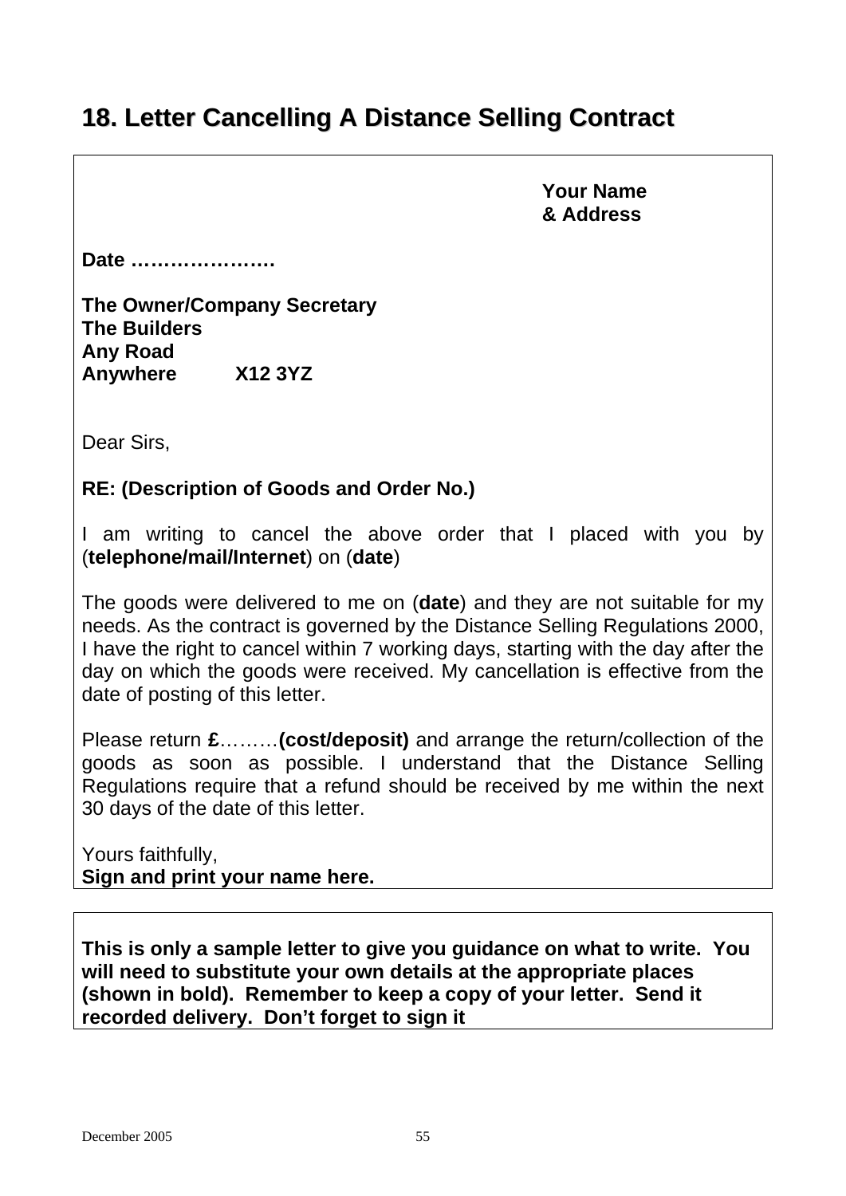## 18. Letter Cancelling A Distance Selling Contract

**Your Name**
**& Address**

**Date ………………….**

**The Owner/Company Secretary**
**The Builders**
**Any Road**
**Anywhere X12 3YZ**

Dear Sirs,

**RE: (Description of Goods and Order No.)**

I am writing to cancel the above order that I placed with you by (**telephone/mail/Internet**) on (**date**)

The goods were delivered to me on (**date**) and they are not suitable for my needs. As the contract is governed by the Distance Selling Regulations 2000, I have the right to cancel within 7 working days, starting with the day after the day on which the goods were received. My cancellation is effective from the date of posting of this letter.

Please return **£**………**(cost/deposit)** and arrange the return/collection of the goods as soon as possible. I understand that the Distance Selling Regulations require that a refund should be received by me within the next 30 days of the date of this letter.

Yours faithfully,
**Sign and print your name here.**

**This is only a sample letter to give you guidance on what to write. You will need to substitute your own details at the appropriate places (shown in bold). Remember to keep a copy of your letter. Send it recorded delivery. Don't forget to sign it**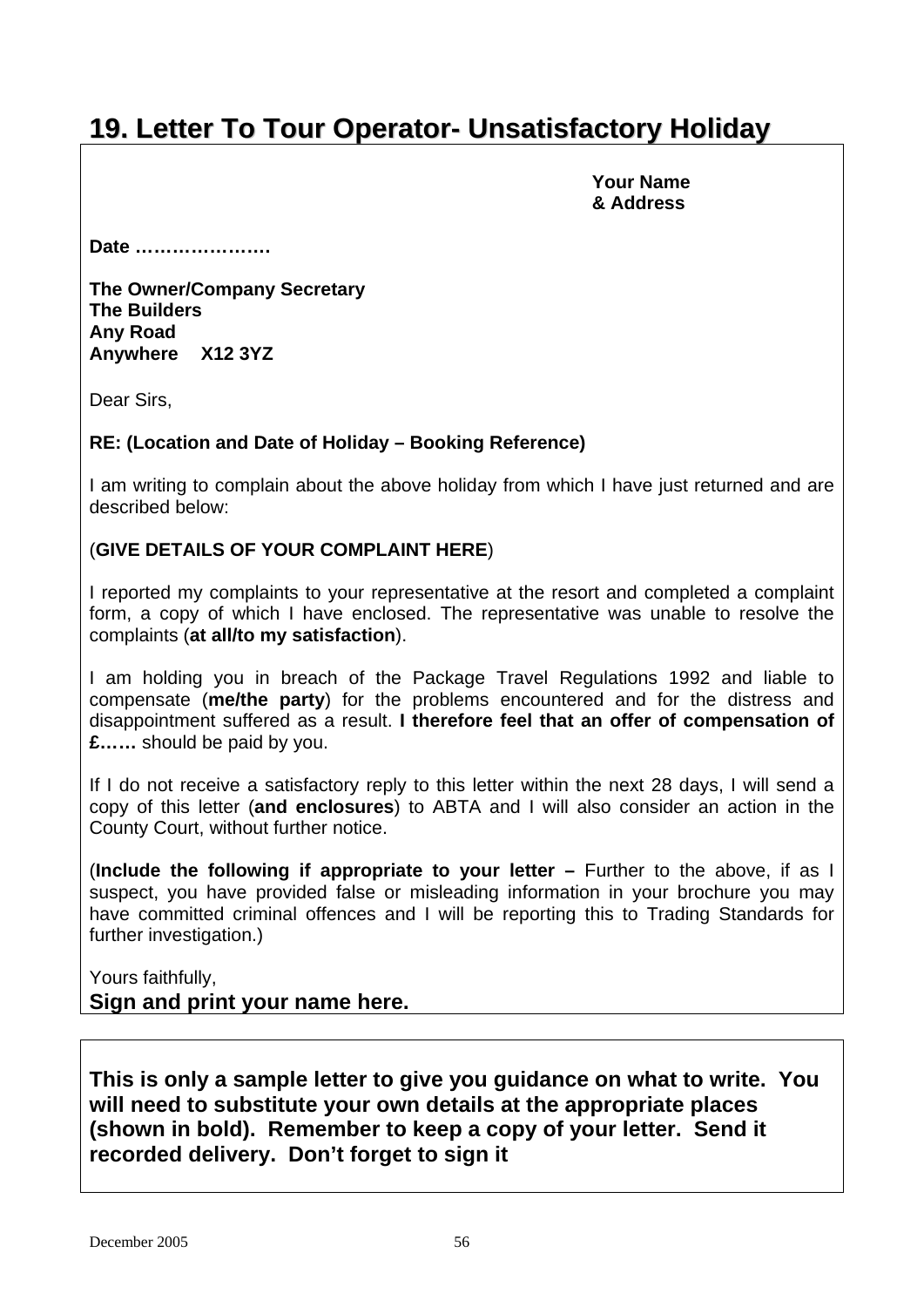# 19. Letter To Tour Operator- Unsatisfactory Holiday

**Your Name**
**& Address**

**Date ………………….**

**The Owner/Company Secretary**
**The Builders**
**Any Road**
**Anywhere X12 3YZ**

Dear Sirs,

**RE: (Location and Date of Holiday – Booking Reference)**

I am writing to complain about the above holiday from which I have just returned and are described below:

(**GIVE DETAILS OF YOUR COMPLAINT HERE**)

I reported my complaints to your representative at the resort and completed a complaint form, a copy of which I have enclosed. The representative was unable to resolve the complaints (**at all/to my satisfaction**).

I am holding you in breach of the Package Travel Regulations 1992 and liable to compensate (**me/the party**) for the problems encountered and for the distress and disappointment suffered as a result. **I therefore feel that an offer of compensation of £……** should be paid by you.

If I do not receive a satisfactory reply to this letter within the next 28 days, I will send a copy of this letter (**and enclosures**) to ABTA and I will also consider an action in the County Court, without further notice.

(**Include the following if appropriate to your letter –** Further to the above, if as I suspect, you have provided false or misleading information in your brochure you may have committed criminal offences and I will be reporting this to Trading Standards for further investigation.)

Yours faithfully,
**Sign and print your name here.**

**This is only a sample letter to give you guidance on what to write. You will need to substitute your own details at the appropriate places (shown in bold). Remember to keep a copy of your letter. Send it recorded delivery. Don't forget to sign it**